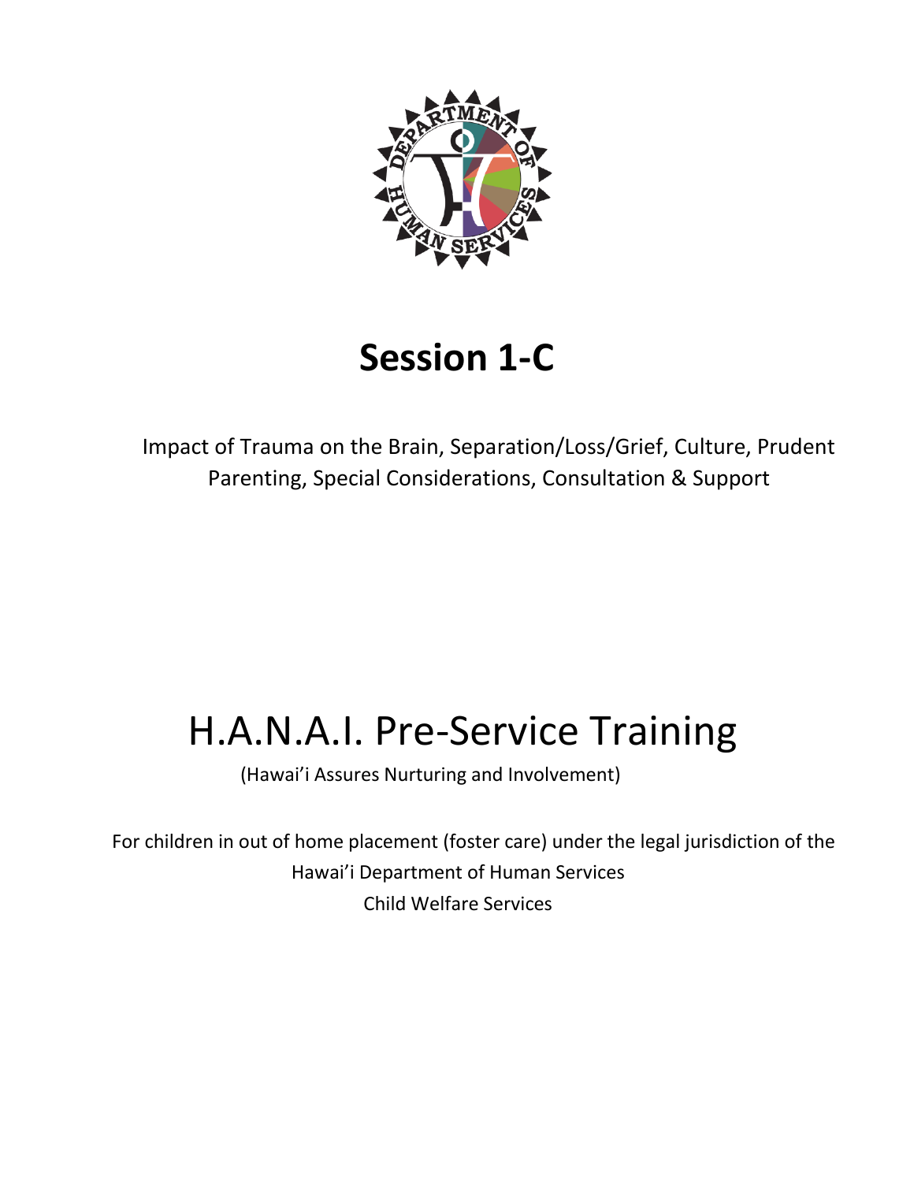# Session 1-C

Impact of Trauma on the Brain, Separation/Loss/Grief, Culture, Prudent Parenting, Special Considerations, Consultation & Support

# H.A.N.A.I. Pre-Service Training

(Hawai'i Assures Nurturing and Involvement)

For children in out of home placement (foster care) under the legal jurisdiction of the Hawai'i Department of Human Services Child Welfare Services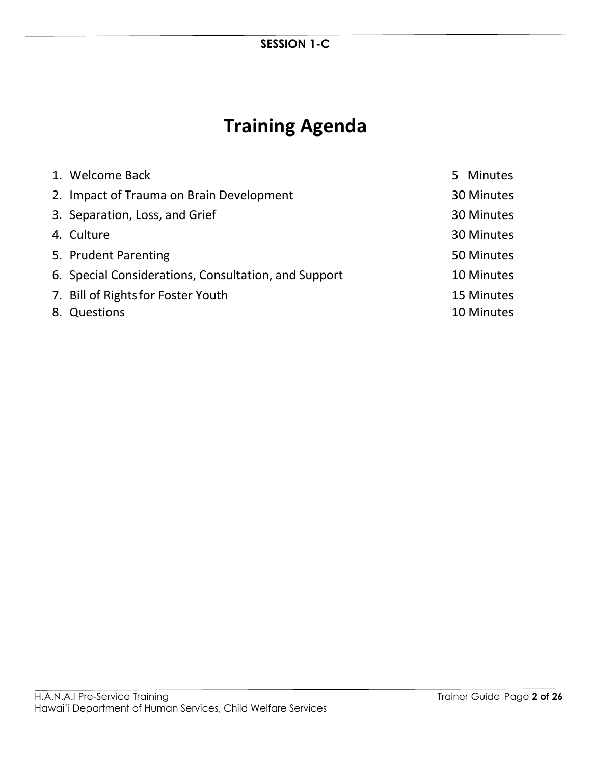# Training Agenda

| | Item | Time |
|---|---|---|
| 1. | Welcome Back | 5 Minutes |
| 2. | Impact of Trauma on Brain Development | 30 Minutes |
| 3. | Separation, Loss, and Grief | 30 Minutes |
| 4. | Culture | 30 Minutes |
| 5. | Prudent Parenting | 50 Minutes |
| 6. | Special Considerations, Consultation, and Support | 10 Minutes |
| 7. | Bill of Rights for Foster Youth | 15 Minutes |
| 8. | Questions | 10 Minutes |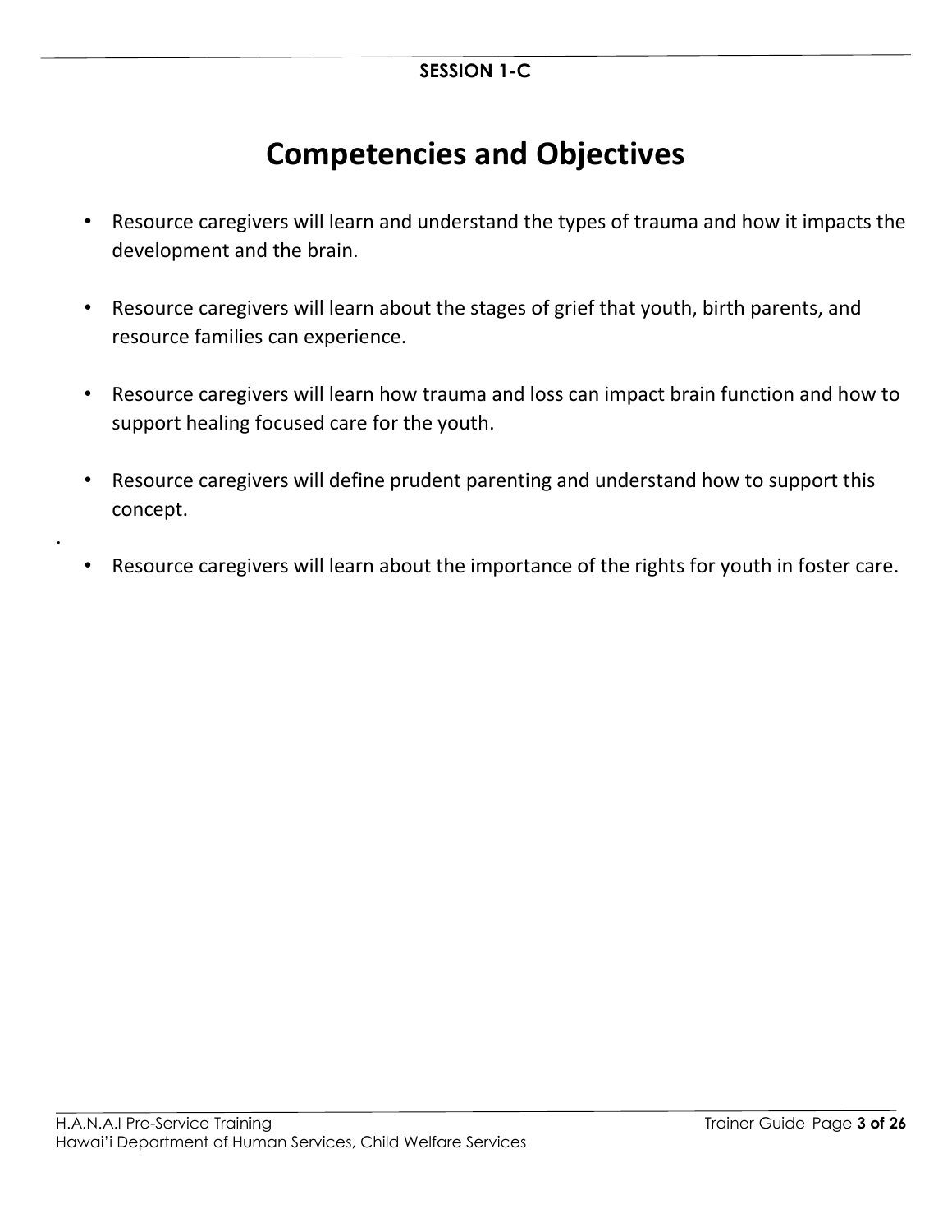SESSION 1-C

# Competencies and Objectives

- Resource caregivers will learn and understand the types of trauma and how it impacts the development and the brain.
- Resource caregivers will learn about the stages of grief that youth, birth parents, and resource families can experience.
- Resource caregivers will learn how trauma and loss can impact brain function and how to support healing focused care for the youth.
- Resource caregivers will define prudent parenting and understand how to support this concept.
- Resource caregivers will learn about the importance of the rights for youth in foster care.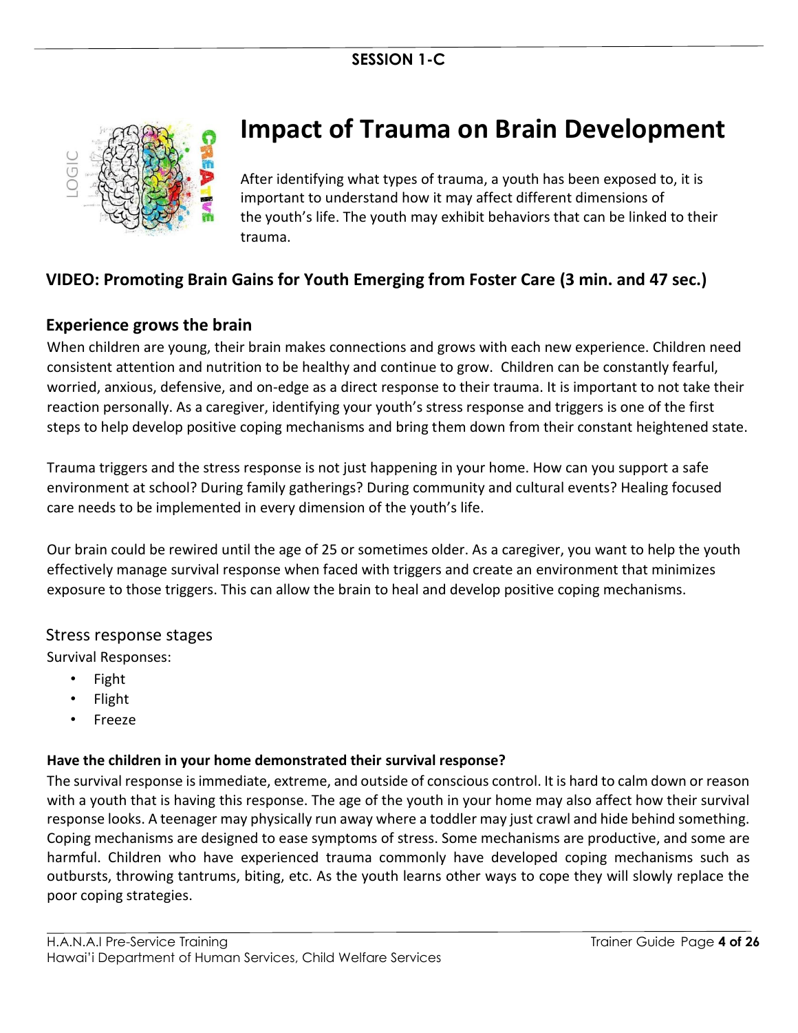**SESSION 1-C**

# Impact of Trauma on Brain Development

After identifying what types of trauma, a youth has been exposed to, it is important to understand how it may affect different dimensions of the youth's life. The youth may exhibit behaviors that can be linked to their trauma.

### VIDEO: Promoting Brain Gains for Youth Emerging from Foster Care (3 min. and 47 sec.)

### Experience grows the brain

When children are young, their brain makes connections and grows with each new experience. Children need consistent attention and nutrition to be healthy and continue to grow. Children can be constantly fearful, worried, anxious, defensive, and on-edge as a direct response to their trauma. It is important to not take their reaction personally. As a caregiver, identifying your youth's stress response and triggers is one of the first steps to help develop positive coping mechanisms and bring them down from their constant heightened state.

Trauma triggers and the stress response is not just happening in your home. How can you support a safe environment at school? During family gatherings? During community and cultural events? Healing focused care needs to be implemented in every dimension of the youth's life.

Our brain could be rewired until the age of 25 or sometimes older. As a caregiver, you want to help the youth effectively manage survival response when faced with triggers and create an environment that minimizes exposure to those triggers. This can allow the brain to heal and develop positive coping mechanisms.

### Stress response stages

Survival Responses:

- Fight
- Flight
- Freeze

**Have the children in your home demonstrated their survival response?**

The survival response is immediate, extreme, and outside of conscious control. It is hard to calm down or reason with a youth that is having this response. The age of the youth in your home may also affect how their survival response looks. A teenager may physically run away where a toddler may just crawl and hide behind something. Coping mechanisms are designed to ease symptoms of stress. Some mechanisms are productive, and some are harmful. Children who have experienced trauma commonly have developed coping mechanisms such as outbursts, throwing tantrums, biting, etc. As the youth learns other ways to cope they will slowly replace the poor coping strategies.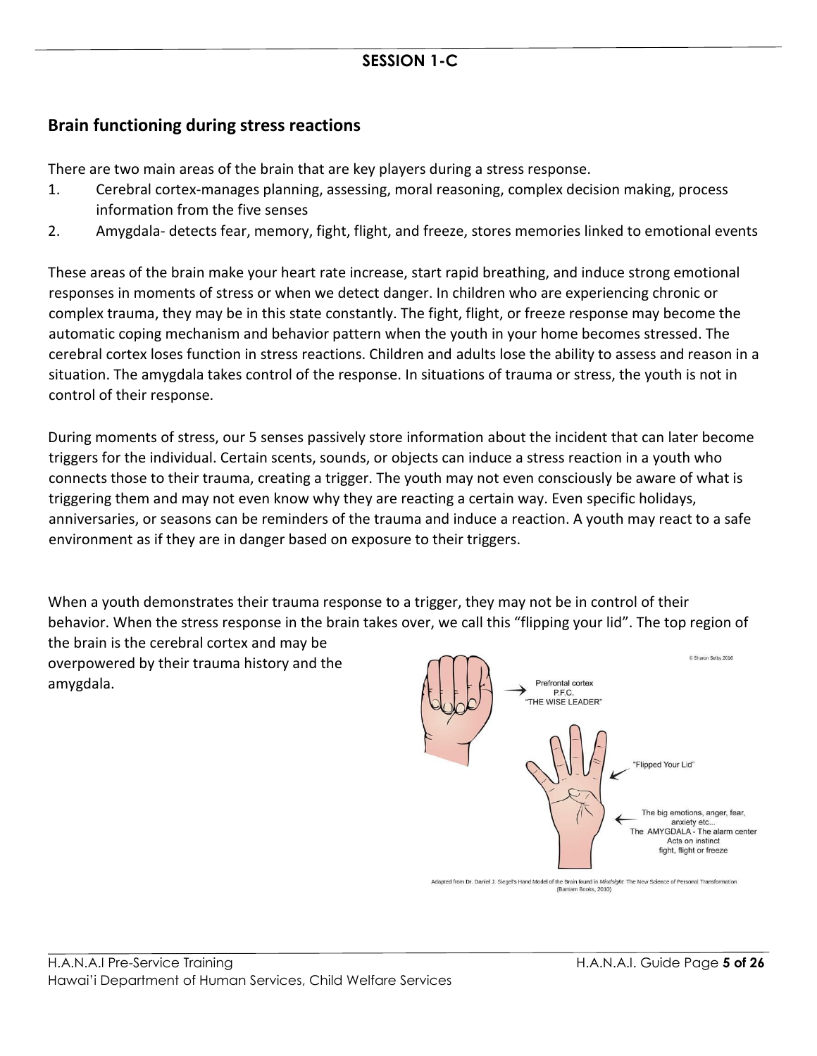**SESSION 1-C**

## Brain functioning during stress reactions

There are two main areas of the brain that are key players during a stress response.

1. Cerebral cortex-manages planning, assessing, moral reasoning, complex decision making, process information from the five senses
2. Amygdala- detects fear, memory, fight, flight, and freeze, stores memories linked to emotional events

These areas of the brain make your heart rate increase, start rapid breathing, and induce strong emotional responses in moments of stress or when we detect danger. In children who are experiencing chronic or complex trauma, they may be in this state constantly. The fight, flight, or freeze response may become the automatic coping mechanism and behavior pattern when the youth in your home becomes stressed. The cerebral cortex loses function in stress reactions. Children and adults lose the ability to assess and reason in a situation. The amygdala takes control of the response. In situations of trauma or stress, the youth is not in control of their response.

During moments of stress, our 5 senses passively store information about the incident that can later become triggers for the individual. Certain scents, sounds, or objects can induce a stress reaction in a youth who connects those to their trauma, creating a trigger. The youth may not even consciously be aware of what is triggering them and may not even know why they are reacting a certain way. Even specific holidays, anniversaries, or seasons can be reminders of the trauma and induce a reaction. A youth may react to a safe environment as if they are in danger based on exposure to their triggers.

When a youth demonstrates their trauma response to a trigger, they may not be in control of their behavior. When the stress response in the brain takes over, we call this "flipping your lid". The top region of the brain is the cerebral cortex and may be overpowered by their trauma history and the amygdala.

© Sharon Selby 2016

Prefrontal cortex P.F.C. "THE WISE LEADER"

"Flipped Your Lid"

The big emotions, anger, fear, anxiety etc... The AMYGDALA - The alarm center Acts on instinct fight, flight or freeze

Adapted from Dr. Daniel J. Siegel's Hand Model of the Brain found in *Mindsight: The New Science of Personal Transformation* (Bantam Books, 2010)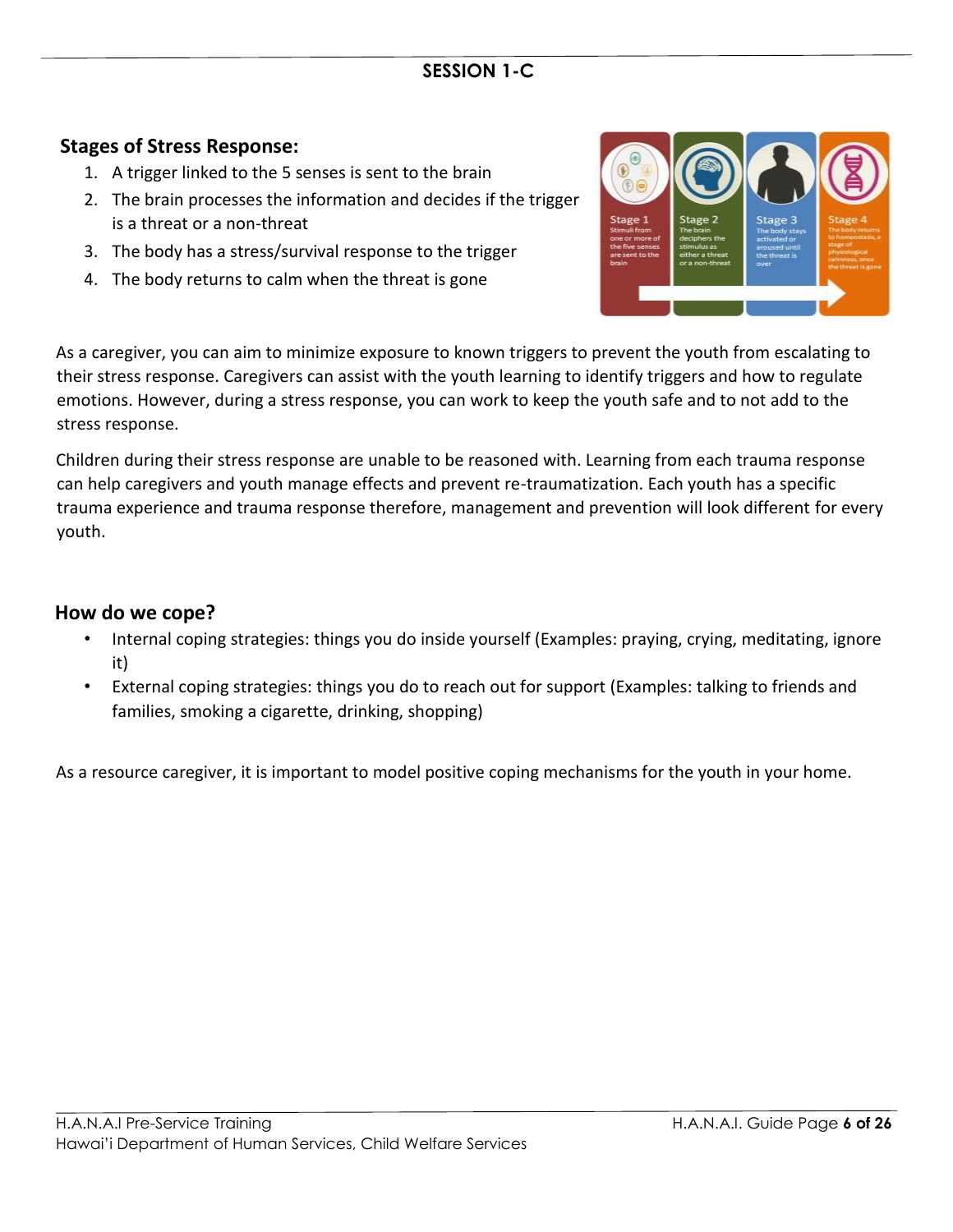## SESSION 1-C

### Stages of Stress Response:

1. A trigger linked to the 5 senses is sent to the brain
2. The brain processes the information and decides if the trigger is a threat or a non-threat
3. The body has a stress/survival response to the trigger
4. The body returns to calm when the threat is gone

Stage 1 Stimuli from one or more of the five senses are sent to the brain

Stage 2 The brain deciphers the stimulus as either a threat or a non-threat

Stage 3 The body stays activated or aroused until the threat is over

Stage 4 The body returns to homeostasis, a stage of physiological calmness, once the threat is gone

As a caregiver, you can aim to minimize exposure to known triggers to prevent the youth from escalating to their stress response. Caregivers can assist with the youth learning to identify triggers and how to regulate emotions. However, during a stress response, you can work to keep the youth safe and to not add to the stress response.

Children during their stress response are unable to be reasoned with. Learning from each trauma response can help caregivers and youth manage effects and prevent re-traumatization. Each youth has a specific trauma experience and trauma response therefore, management and prevention will look different for every youth.

### How do we cope?

- Internal coping strategies: things you do inside yourself (Examples: praying, crying, meditating, ignore it)
- External coping strategies: things you do to reach out for support (Examples: talking to friends and families, smoking a cigarette, drinking, shopping)

As a resource caregiver, it is important to model positive coping mechanisms for the youth in your home.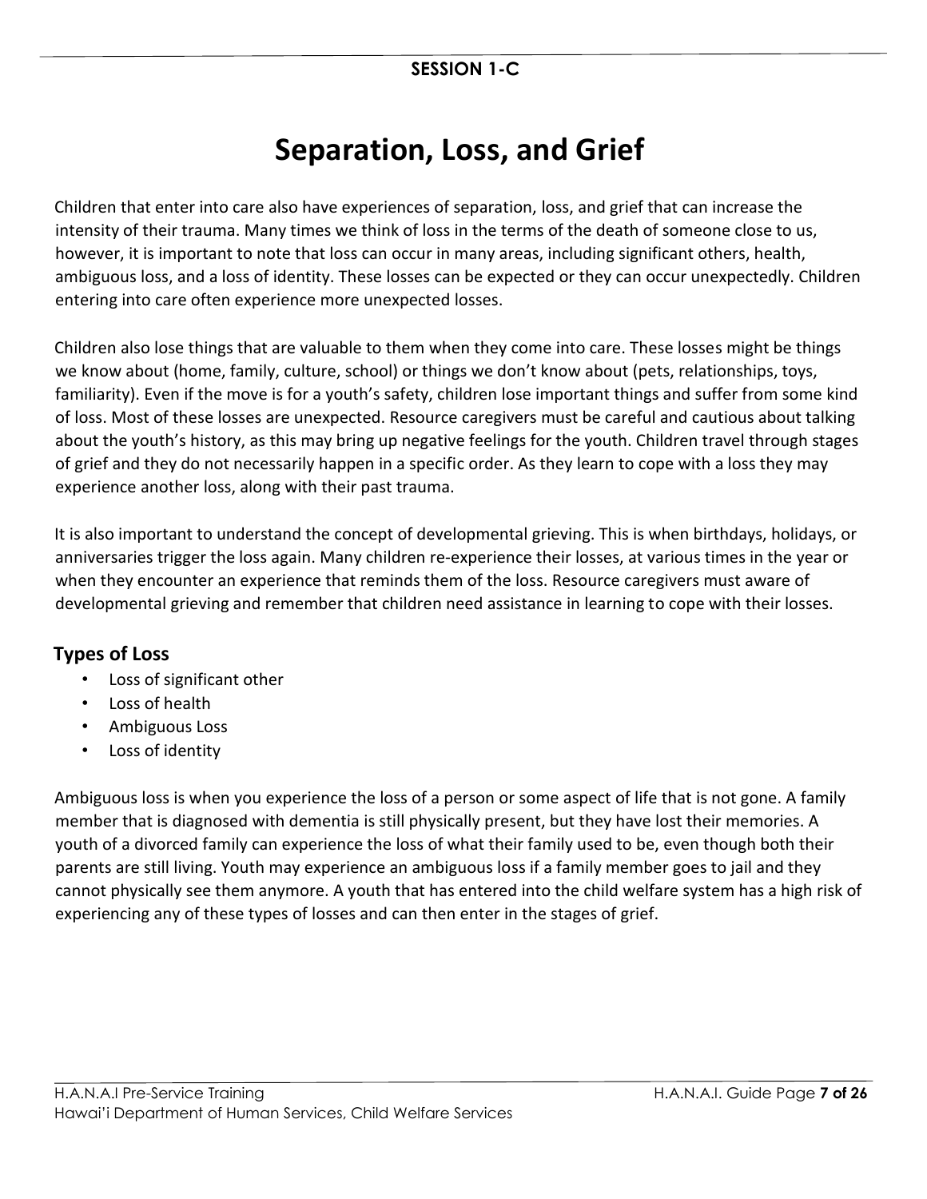## SESSION 1-C

# Separation, Loss, and Grief

Children that enter into care also have experiences of separation, loss, and grief that can increase the intensity of their trauma. Many times we think of loss in the terms of the death of someone close to us, however, it is important to note that loss can occur in many areas, including significant others, health, ambiguous loss, and a loss of identity. These losses can be expected or they can occur unexpectedly. Children entering into care often experience more unexpected losses.

Children also lose things that are valuable to them when they come into care. These losses might be things we know about (home, family, culture, school) or things we don't know about (pets, relationships, toys, familiarity). Even if the move is for a youth's safety, children lose important things and suffer from some kind of loss. Most of these losses are unexpected. Resource caregivers must be careful and cautious about talking about the youth's history, as this may bring up negative feelings for the youth. Children travel through stages of grief and they do not necessarily happen in a specific order. As they learn to cope with a loss they may experience another loss, along with their past trauma.

It is also important to understand the concept of developmental grieving. This is when birthdays, holidays, or anniversaries trigger the loss again. Many children re-experience their losses, at various times in the year or when they encounter an experience that reminds them of the loss. Resource caregivers must aware of developmental grieving and remember that children need assistance in learning to cope with their losses.

## Types of Loss

- Loss of significant other
- Loss of health
- Ambiguous Loss
- Loss of identity

Ambiguous loss is when you experience the loss of a person or some aspect of life that is not gone. A family member that is diagnosed with dementia is still physically present, but they have lost their memories. A youth of a divorced family can experience the loss of what their family used to be, even though both their parents are still living. Youth may experience an ambiguous loss if a family member goes to jail and they cannot physically see them anymore. A youth that has entered into the child welfare system has a high risk of experiencing any of these types of losses and can then enter in the stages of grief.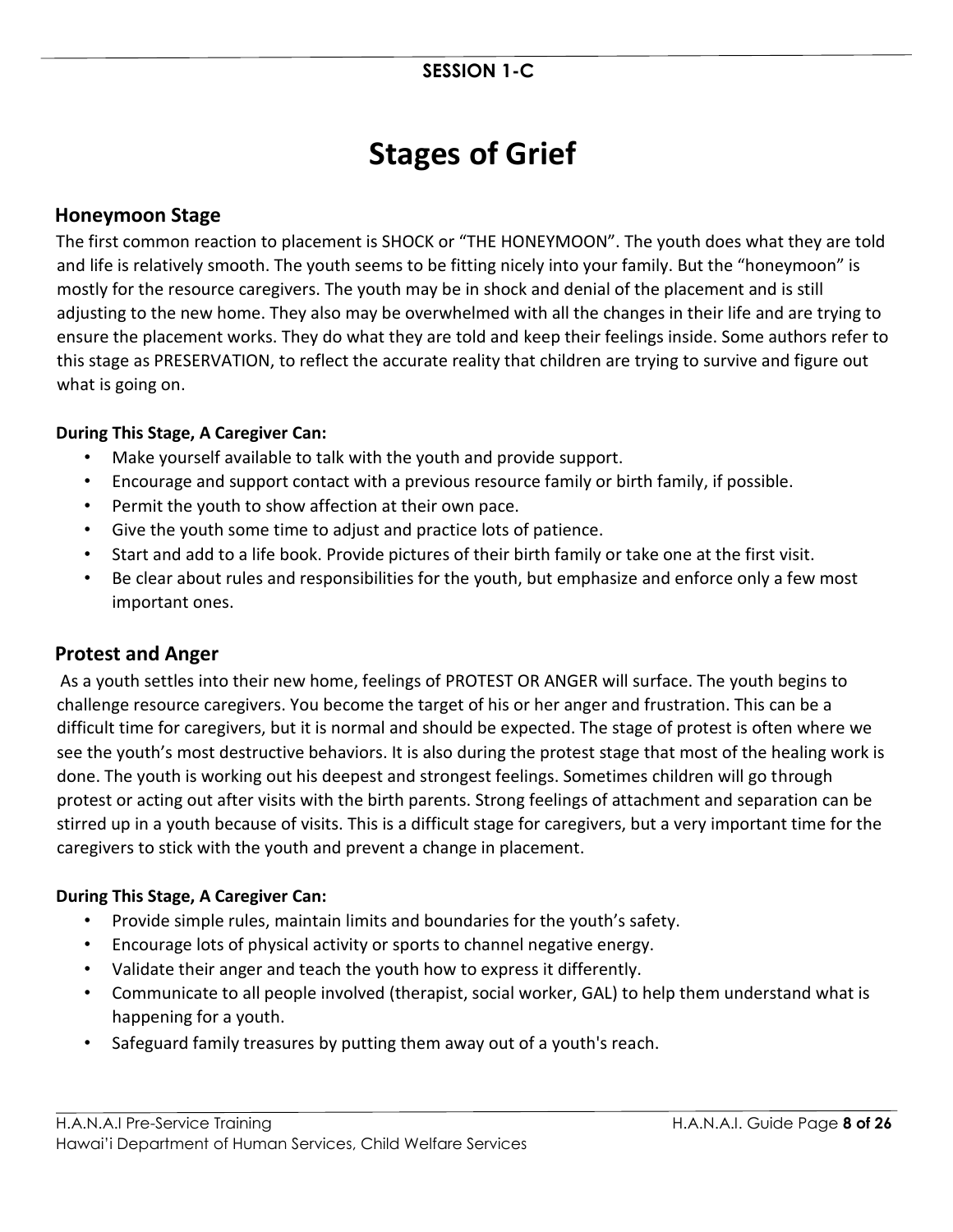**SESSION 1-C**

# Stages of Grief

## Honeymoon Stage

The first common reaction to placement is SHOCK or "THE HONEYMOON". The youth does what they are told and life is relatively smooth. The youth seems to be fitting nicely into your family. But the "honeymoon" is mostly for the resource caregivers. The youth may be in shock and denial of the placement and is still adjusting to the new home. They also may be overwhelmed with all the changes in their life and are trying to ensure the placement works. They do what they are told and keep their feelings inside. Some authors refer to this stage as PRESERVATION, to reflect the accurate reality that children are trying to survive and figure out what is going on.

**During This Stage, A Caregiver Can:**

- Make yourself available to talk with the youth and provide support.
- Encourage and support contact with a previous resource family or birth family, if possible.
- Permit the youth to show affection at their own pace.
- Give the youth some time to adjust and practice lots of patience.
- Start and add to a life book. Provide pictures of their birth family or take one at the first visit.
- Be clear about rules and responsibilities for the youth, but emphasize and enforce only a few most important ones.

## Protest and Anger

As a youth settles into their new home, feelings of PROTEST OR ANGER will surface. The youth begins to challenge resource caregivers. You become the target of his or her anger and frustration. This can be a difficult time for caregivers, but it is normal and should be expected. The stage of protest is often where we see the youth's most destructive behaviors. It is also during the protest stage that most of the healing work is done. The youth is working out his deepest and strongest feelings. Sometimes children will go through protest or acting out after visits with the birth parents. Strong feelings of attachment and separation can be stirred up in a youth because of visits. This is a difficult stage for caregivers, but a very important time for the caregivers to stick with the youth and prevent a change in placement.

**During This Stage, A Caregiver Can:**

- Provide simple rules, maintain limits and boundaries for the youth's safety.
- Encourage lots of physical activity or sports to channel negative energy.
- Validate their anger and teach the youth how to express it differently.
- Communicate to all people involved (therapist, social worker, GAL) to help them understand what is happening for a youth.
- Safeguard family treasures by putting them away out of a youth's reach.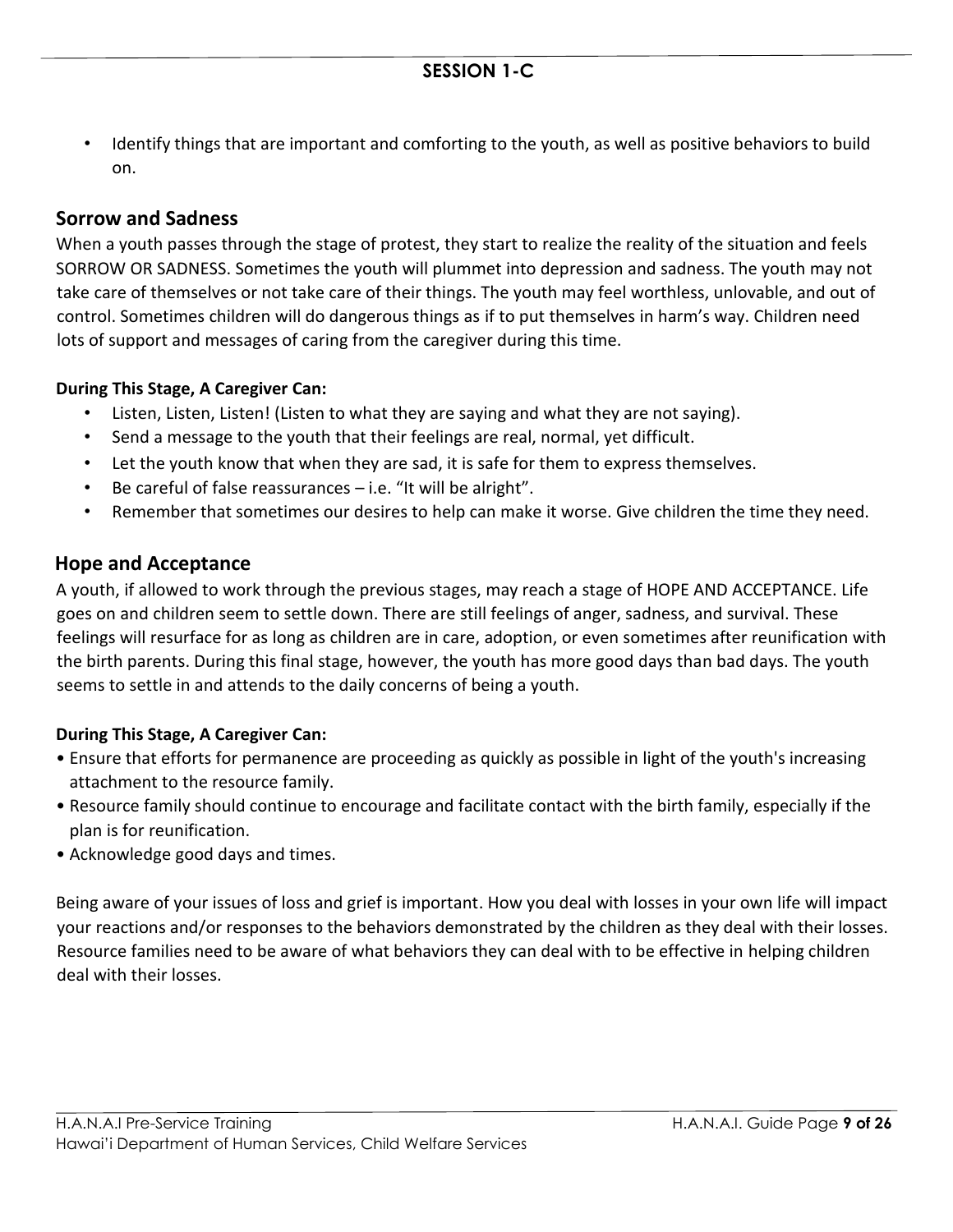- Identify things that are important and comforting to the youth, as well as positive behaviors to build on.

## Sorrow and Sadness

When a youth passes through the stage of protest, they start to realize the reality of the situation and feels SORROW OR SADNESS. Sometimes the youth will plummet into depression and sadness. The youth may not take care of themselves or not take care of their things. The youth may feel worthless, unlovable, and out of control. Sometimes children will do dangerous things as if to put themselves in harm's way. Children need lots of support and messages of caring from the caregiver during this time.

**During This Stage, A Caregiver Can:**

- Listen, Listen, Listen! (Listen to what they are saying and what they are not saying).
- Send a message to the youth that their feelings are real, normal, yet difficult.
- Let the youth know that when they are sad, it is safe for them to express themselves.
- Be careful of false reassurances – i.e. "It will be alright".
- Remember that sometimes our desires to help can make it worse. Give children the time they need.

## Hope and Acceptance

A youth, if allowed to work through the previous stages, may reach a stage of HOPE AND ACCEPTANCE. Life goes on and children seem to settle down. There are still feelings of anger, sadness, and survival. These feelings will resurface for as long as children are in care, adoption, or even sometimes after reunification with the birth parents. During this final stage, however, the youth has more good days than bad days. The youth seems to settle in and attends to the daily concerns of being a youth.

**During This Stage, A Caregiver Can:**

- Ensure that efforts for permanence are proceeding as quickly as possible in light of the youth's increasing attachment to the resource family.
- Resource family should continue to encourage and facilitate contact with the birth family, especially if the plan is for reunification.
- Acknowledge good days and times.

Being aware of your issues of loss and grief is important. How you deal with losses in your own life will impact your reactions and/or responses to the behaviors demonstrated by the children as they deal with their losses. Resource families need to be aware of what behaviors they can deal with to be effective in helping children deal with their losses.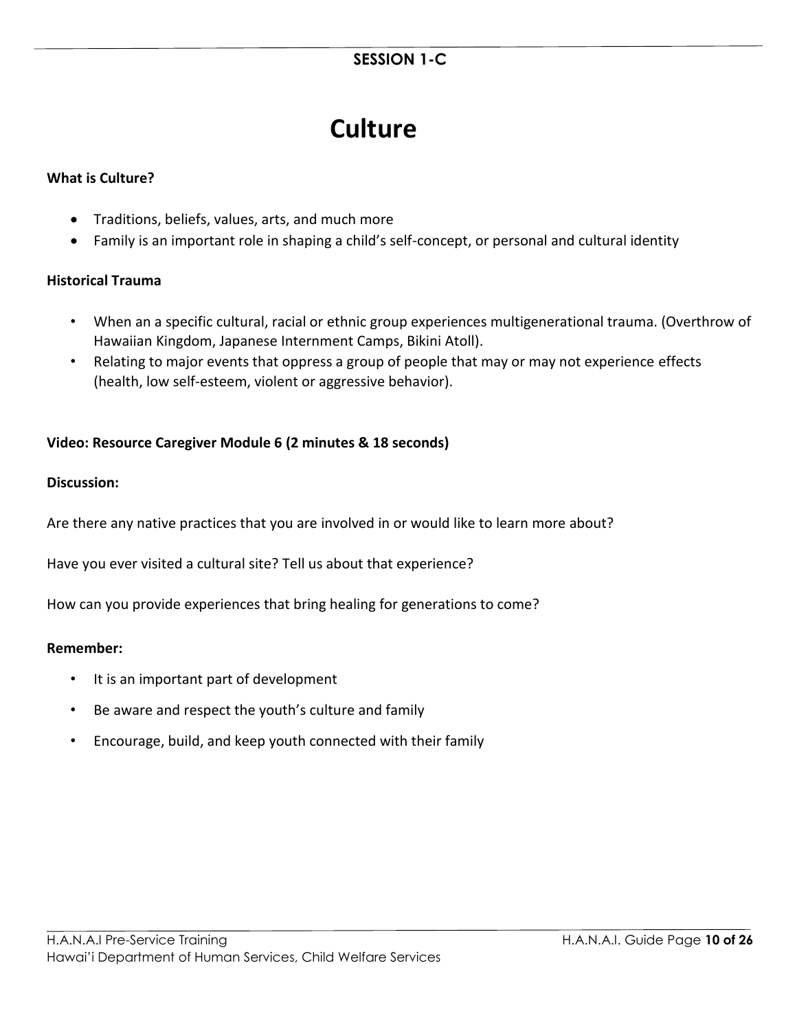**SESSION 1-C**

# Culture

**What is Culture?**

- Traditions, beliefs, values, arts, and much more
- Family is an important role in shaping a child's self-concept, or personal and cultural identity

**Historical Trauma**

- When an a specific cultural, racial or ethnic group experiences multigenerational trauma. (Overthrow of Hawaiian Kingdom, Japanese Internment Camps, Bikini Atoll).
- Relating to major events that oppress a group of people that may or may not experience effects (health, low self-esteem, violent or aggressive behavior).

**Video: Resource Caregiver Module 6 (2 minutes & 18 seconds)**

**Discussion:**

Are there any native practices that you are involved in or would like to learn more about?

Have you ever visited a cultural site? Tell us about that experience?

How can you provide experiences that bring healing for generations to come?

**Remember:**

- It is an important part of development
- Be aware and respect the youth's culture and family
- Encourage, build, and keep youth connected with their family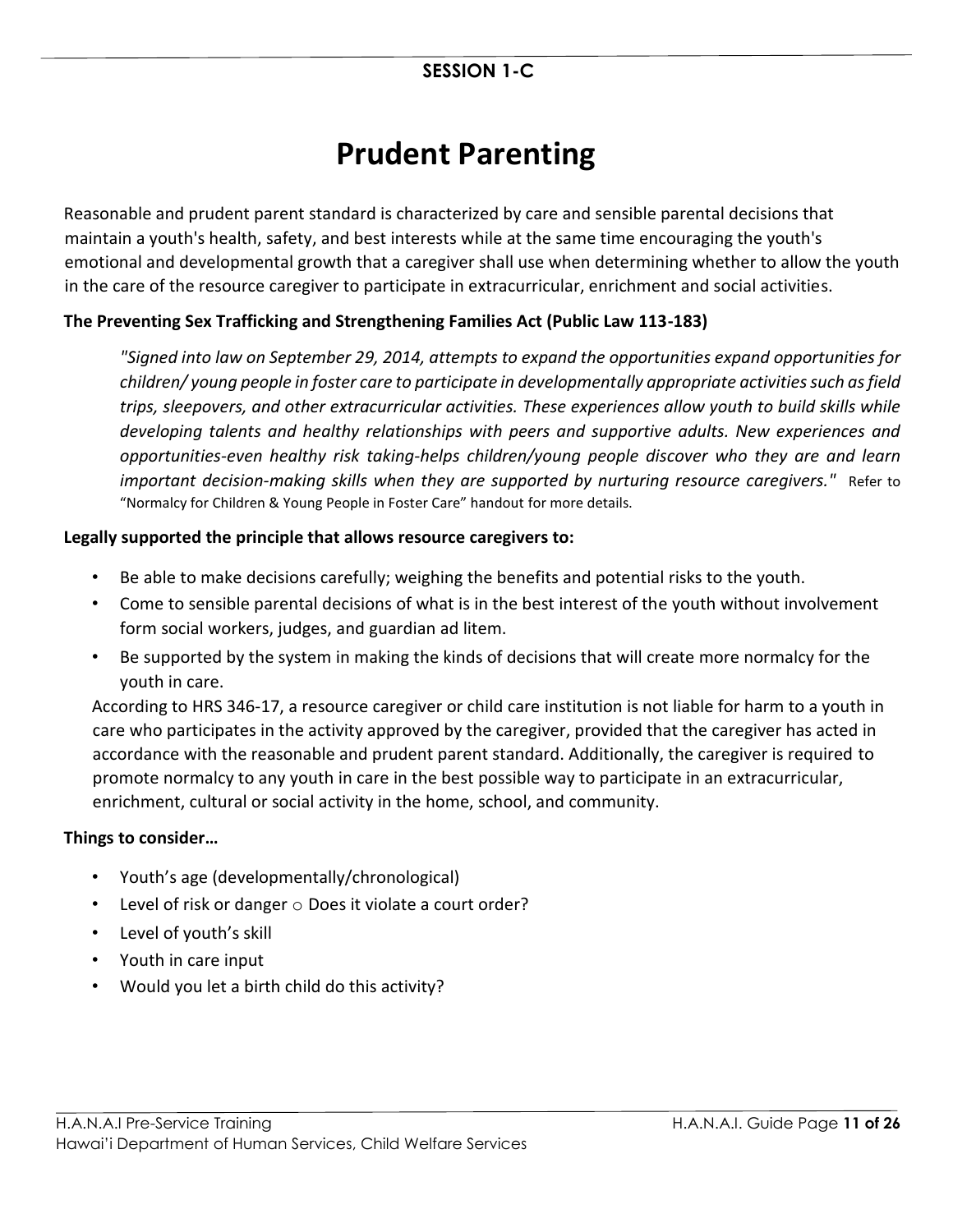**SESSION 1-C**

# Prudent Parenting

Reasonable and prudent parent standard is characterized by care and sensible parental decisions that maintain a youth's health, safety, and best interests while at the same time encouraging the youth's emotional and developmental growth that a caregiver shall use when determining whether to allow the youth in the care of the resource caregiver to participate in extracurricular, enrichment and social activities.

**The Preventing Sex Trafficking and Strengthening Families Act (Public Law 113-183)**

> *"Signed into law on September 29, 2014, attempts to expand the opportunities expand opportunities for children/ young people in foster care to participate in developmentally appropriate activities such as field trips, sleepovers, and other extracurricular activities. These experiences allow youth to build skills while developing talents and healthy relationships with peers and supportive adults. New experiences and opportunities-even healthy risk taking-helps children/young people discover who they are and learn important decision-making skills when they are supported by nurturing resource caregivers."* Refer to "Normalcy for Children & Young People in Foster Care" handout for more details.

**Legally supported the principle that allows resource caregivers to:**

- Be able to make decisions carefully; weighing the benefits and potential risks to the youth.
- Come to sensible parental decisions of what is in the best interest of the youth without involvement form social workers, judges, and guardian ad litem.
- Be supported by the system in making the kinds of decisions that will create more normalcy for the youth in care.

According to HRS 346-17, a resource caregiver or child care institution is not liable for harm to a youth in care who participates in the activity approved by the caregiver, provided that the caregiver has acted in accordance with the reasonable and prudent parent standard. Additionally, the caregiver is required to promote normalcy to any youth in care in the best possible way to participate in an extracurricular, enrichment, cultural or social activity in the home, school, and community.

**Things to consider…**

- Youth's age (developmentally/chronological)
- Level of risk or danger ○ Does it violate a court order?
- Level of youth's skill
- Youth in care input
- Would you let a birth child do this activity?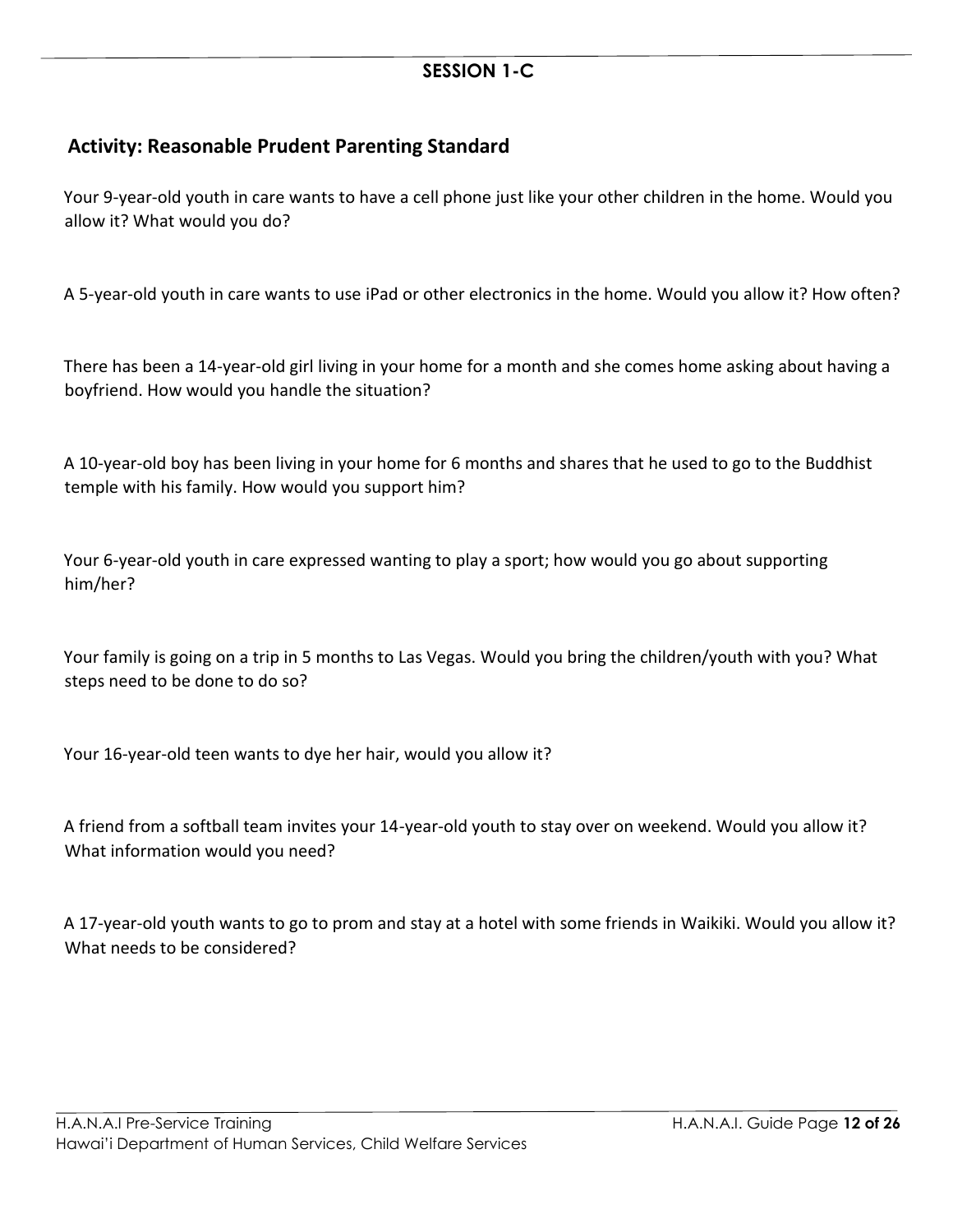## SESSION 1-C

### Activity: Reasonable Prudent Parenting Standard

Your 9-year-old youth in care wants to have a cell phone just like your other children in the home. Would you allow it? What would you do?

A 5-year-old youth in care wants to use iPad or other electronics in the home. Would you allow it? How often?

There has been a 14-year-old girl living in your home for a month and she comes home asking about having a boyfriend. How would you handle the situation?

A 10-year-old boy has been living in your home for 6 months and shares that he used to go to the Buddhist temple with his family. How would you support him?

Your 6-year-old youth in care expressed wanting to play a sport; how would you go about supporting him/her?

Your family is going on a trip in 5 months to Las Vegas. Would you bring the children/youth with you? What steps need to be done to do so?

Your 16-year-old teen wants to dye her hair, would you allow it?

A friend from a softball team invites your 14-year-old youth to stay over on weekend. Would you allow it? What information would you need?

A 17-year-old youth wants to go to prom and stay at a hotel with some friends in Waikiki. Would you allow it? What needs to be considered?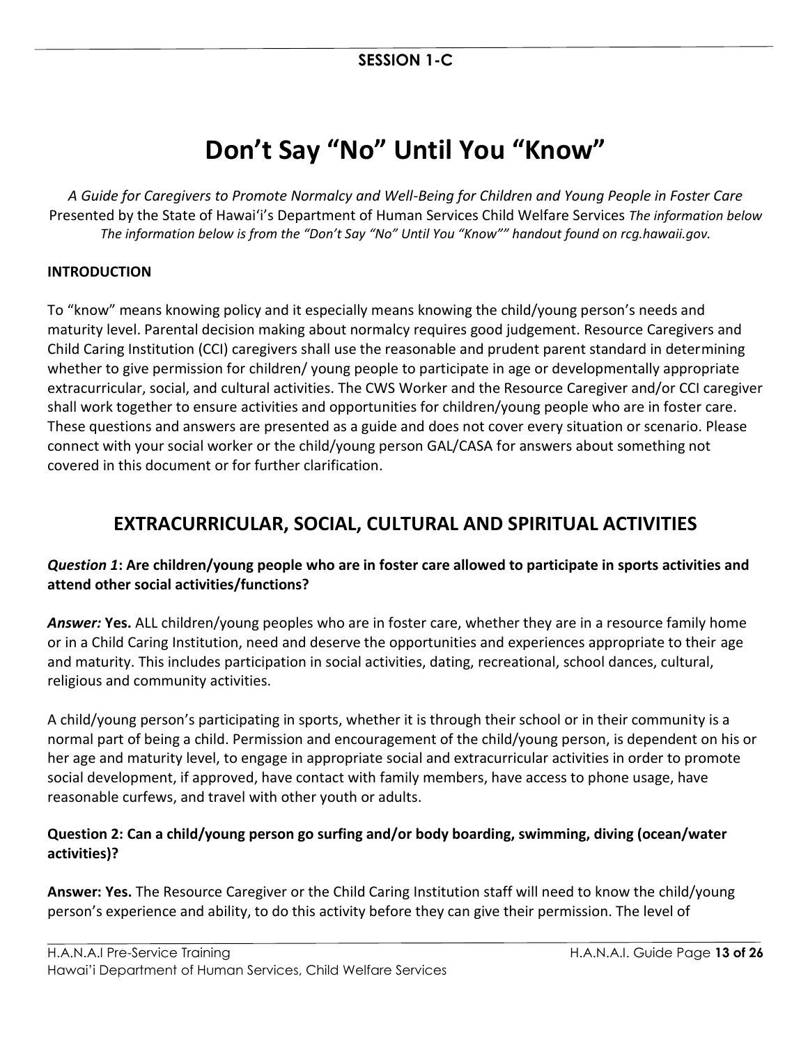**SESSION 1-C**

# Don't Say "No" Until You "Know"

*A Guide for Caregivers to Promote Normalcy and Well-Being for Children and Young People in Foster Care*
Presented by the State of Hawai'i's Department of Human Services Child Welfare Services *The information below The information below is from the "Don't Say "No" Until You "Know"" handout found on rcg.hawaii.gov.*

**INTRODUCTION**

To "know" means knowing policy and it especially means knowing the child/young person's needs and maturity level. Parental decision making about normalcy requires good judgement. Resource Caregivers and Child Caring Institution (CCI) caregivers shall use the reasonable and prudent parent standard in determining whether to give permission for children/ young people to participate in age or developmentally appropriate extracurricular, social, and cultural activities. The CWS Worker and the Resource Caregiver and/or CCI caregiver shall work together to ensure activities and opportunities for children/young people who are in foster care. These questions and answers are presented as a guide and does not cover every situation or scenario. Please connect with your social worker or the child/young person GAL/CASA for answers about something not covered in this document or for further clarification.

## EXTRACURRICULAR, SOCIAL, CULTURAL AND SPIRITUAL ACTIVITIES

***Question 1*: Are children/young people who are in foster care allowed to participate in sports activities and attend other social activities/functions?**

***Answer:* Yes.** ALL children/young peoples who are in foster care, whether they are in a resource family home or in a Child Caring Institution, need and deserve the opportunities and experiences appropriate to their age and maturity. This includes participation in social activities, dating, recreational, school dances, cultural, religious and community activities.

A child/young person's participating in sports, whether it is through their school or in their community is a normal part of being a child. Permission and encouragement of the child/young person, is dependent on his or her age and maturity level, to engage in appropriate social and extracurricular activities in order to promote social development, if approved, have contact with family members, have access to phone usage, have reasonable curfews, and travel with other youth or adults.

**Question 2: Can a child/young person go surfing and/or body boarding, swimming, diving (ocean/water activities)?**

**Answer: Yes.** The Resource Caregiver or the Child Caring Institution staff will need to know the child/young person's experience and ability, to do this activity before they can give their permission. The level of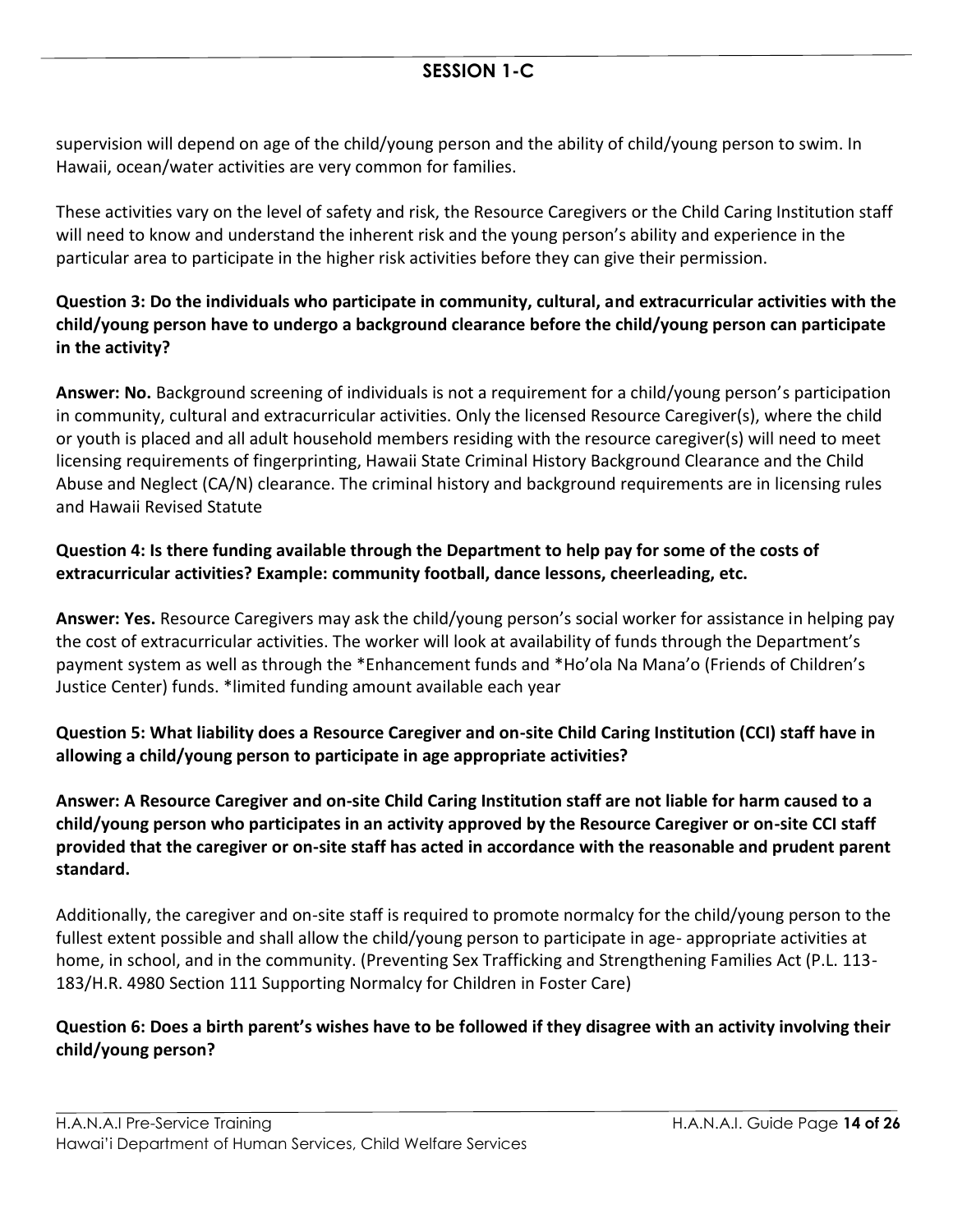supervision will depend on age of the child/young person and the ability of child/young person to swim. In Hawaii, ocean/water activities are very common for families.

These activities vary on the level of safety and risk, the Resource Caregivers or the Child Caring Institution staff will need to know and understand the inherent risk and the young person's ability and experience in the particular area to participate in the higher risk activities before they can give their permission.

**Question 3: Do the individuals who participate in community, cultural, and extracurricular activities with the child/young person have to undergo a background clearance before the child/young person can participate in the activity?**

**Answer: No.** Background screening of individuals is not a requirement for a child/young person's participation in community, cultural and extracurricular activities. Only the licensed Resource Caregiver(s), where the child or youth is placed and all adult household members residing with the resource caregiver(s) will need to meet licensing requirements of fingerprinting, Hawaii State Criminal History Background Clearance and the Child Abuse and Neglect (CA/N) clearance. The criminal history and background requirements are in licensing rules and Hawaii Revised Statute

**Question 4: Is there funding available through the Department to help pay for some of the costs of extracurricular activities? Example: community football, dance lessons, cheerleading, etc.**

**Answer: Yes.** Resource Caregivers may ask the child/young person's social worker for assistance in helping pay the cost of extracurricular activities. The worker will look at availability of funds through the Department's payment system as well as through the *Enhancement funds and *Ho'ola Na Mana'o (Friends of Children's Justice Center) funds. *limited funding amount available each year

**Question 5: What liability does a Resource Caregiver and on-site Child Caring Institution (CCI) staff have in allowing a child/young person to participate in age appropriate activities?**

**Answer: A Resource Caregiver and on-site Child Caring Institution staff are not liable for harm caused to a child/young person who participates in an activity approved by the Resource Caregiver or on-site CCI staff provided that the caregiver or on-site staff has acted in accordance with the reasonable and prudent parent standard.**

Additionally, the caregiver and on-site staff is required to promote normalcy for the child/young person to the fullest extent possible and shall allow the child/young person to participate in age- appropriate activities at home, in school, and in the community. (Preventing Sex Trafficking and Strengthening Families Act (P.L. 113-183/H.R. 4980 Section 111 Supporting Normalcy for Children in Foster Care)

**Question 6: Does a birth parent's wishes have to be followed if they disagree with an activity involving their child/young person?**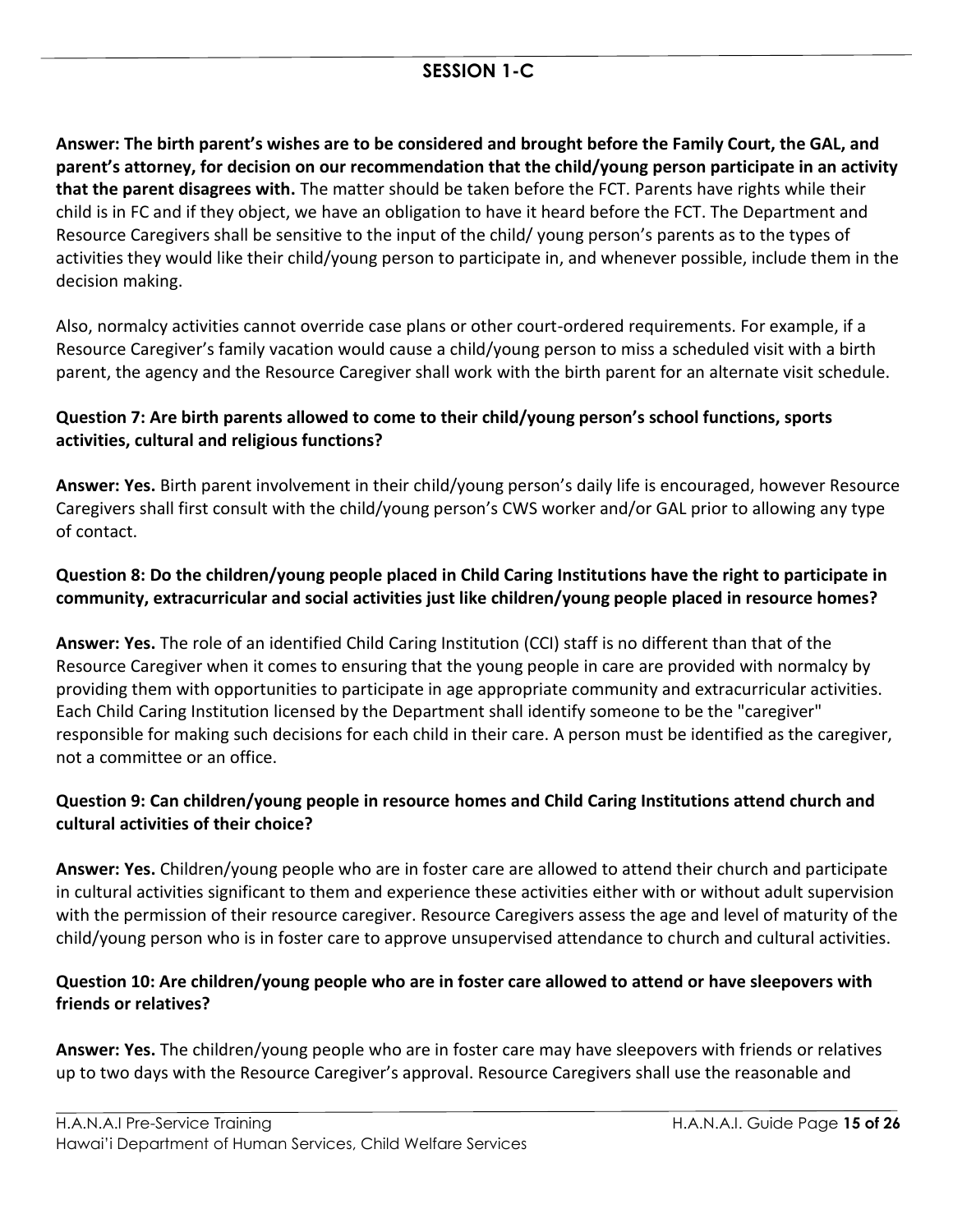## SESSION 1-C

**Answer: The birth parent's wishes are to be considered and brought before the Family Court, the GAL, and parent's attorney, for decision on our recommendation that the child/young person participate in an activity that the parent disagrees with.** The matter should be taken before the FCT. Parents have rights while their child is in FC and if they object, we have an obligation to have it heard before the FCT. The Department and Resource Caregivers shall be sensitive to the input of the child/ young person's parents as to the types of activities they would like their child/young person to participate in, and whenever possible, include them in the decision making.

Also, normalcy activities cannot override case plans or other court-ordered requirements. For example, if a Resource Caregiver's family vacation would cause a child/young person to miss a scheduled visit with a birth parent, the agency and the Resource Caregiver shall work with the birth parent for an alternate visit schedule.

**Question 7: Are birth parents allowed to come to their child/young person's school functions, sports activities, cultural and religious functions?**

**Answer: Yes.** Birth parent involvement in their child/young person's daily life is encouraged, however Resource Caregivers shall first consult with the child/young person's CWS worker and/or GAL prior to allowing any type of contact.

**Question 8: Do the children/young people placed in Child Caring Institutions have the right to participate in community, extracurricular and social activities just like children/young people placed in resource homes?**

**Answer: Yes.** The role of an identified Child Caring Institution (CCI) staff is no different than that of the Resource Caregiver when it comes to ensuring that the young people in care are provided with normalcy by providing them with opportunities to participate in age appropriate community and extracurricular activities. Each Child Caring Institution licensed by the Department shall identify someone to be the "caregiver" responsible for making such decisions for each child in their care. A person must be identified as the caregiver, not a committee or an office.

**Question 9: Can children/young people in resource homes and Child Caring Institutions attend church and cultural activities of their choice?**

**Answer: Yes.** Children/young people who are in foster care are allowed to attend their church and participate in cultural activities significant to them and experience these activities either with or without adult supervision with the permission of their resource caregiver. Resource Caregivers assess the age and level of maturity of the child/young person who is in foster care to approve unsupervised attendance to church and cultural activities.

**Question 10: Are children/young people who are in foster care allowed to attend or have sleepovers with friends or relatives?**

**Answer: Yes.** The children/young people who are in foster care may have sleepovers with friends or relatives up to two days with the Resource Caregiver's approval. Resource Caregivers shall use the reasonable and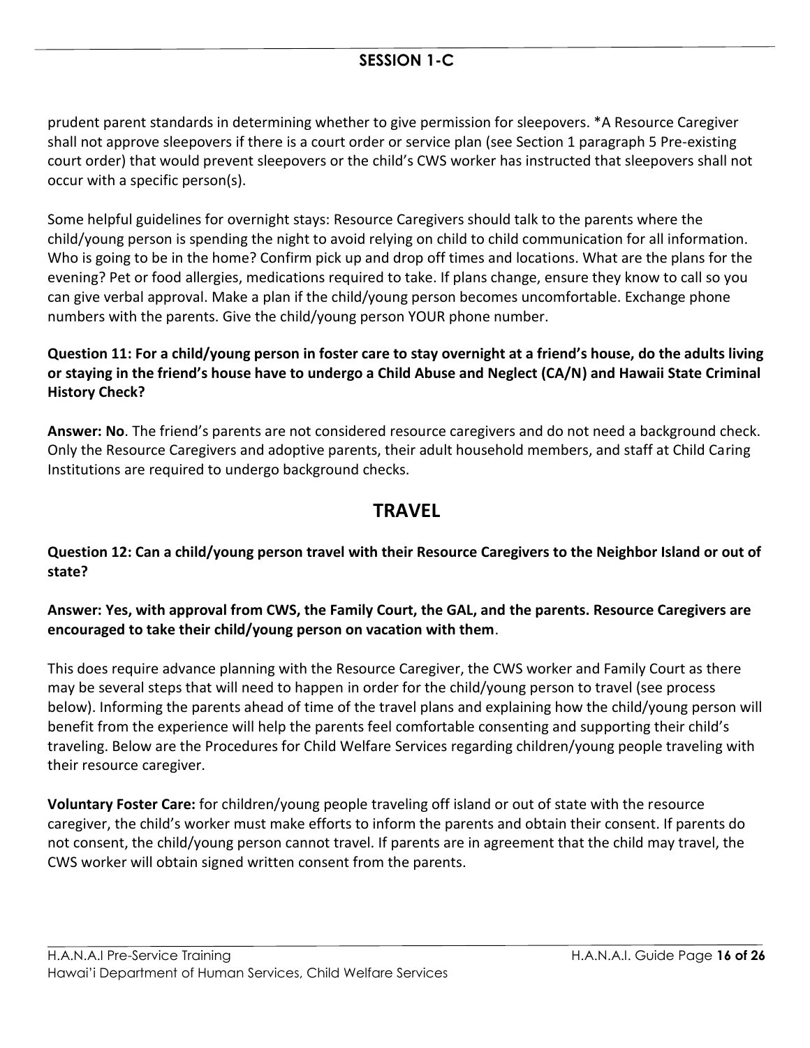prudent parent standards in determining whether to give permission for sleepovers. *A Resource Caregiver shall not approve sleepovers if there is a court order or service plan (see Section 1 paragraph 5 Pre-existing court order) that would prevent sleepovers or the child's CWS worker has instructed that sleepovers shall not occur with a specific person(s).

Some helpful guidelines for overnight stays: Resource Caregivers should talk to the parents where the child/young person is spending the night to avoid relying on child to child communication for all information. Who is going to be in the home? Confirm pick up and drop off times and locations. What are the plans for the evening? Pet or food allergies, medications required to take. If plans change, ensure they know to call so you can give verbal approval. Make a plan if the child/young person becomes uncomfortable. Exchange phone numbers with the parents. Give the child/young person YOUR phone number.

**Question 11: For a child/young person in foster care to stay overnight at a friend's house, do the adults living or staying in the friend's house have to undergo a Child Abuse and Neglect (CA/N) and Hawaii State Criminal History Check?**

**Answer: No**. The friend's parents are not considered resource caregivers and do not need a background check. Only the Resource Caregivers and adoptive parents, their adult household members, and staff at Child Caring Institutions are required to undergo background checks.

## TRAVEL

**Question 12: Can a child/young person travel with their Resource Caregivers to the Neighbor Island or out of state?**

**Answer: Yes, with approval from CWS, the Family Court, the GAL, and the parents. Resource Caregivers are encouraged to take their child/young person on vacation with them**.

This does require advance planning with the Resource Caregiver, the CWS worker and Family Court as there may be several steps that will need to happen in order for the child/young person to travel (see process below). Informing the parents ahead of time of the travel plans and explaining how the child/young person will benefit from the experience will help the parents feel comfortable consenting and supporting their child's traveling. Below are the Procedures for Child Welfare Services regarding children/young people traveling with their resource caregiver.

**Voluntary Foster Care:** for children/young people traveling off island or out of state with the resource caregiver, the child's worker must make efforts to inform the parents and obtain their consent. If parents do not consent, the child/young person cannot travel. If parents are in agreement that the child may travel, the CWS worker will obtain signed written consent from the parents.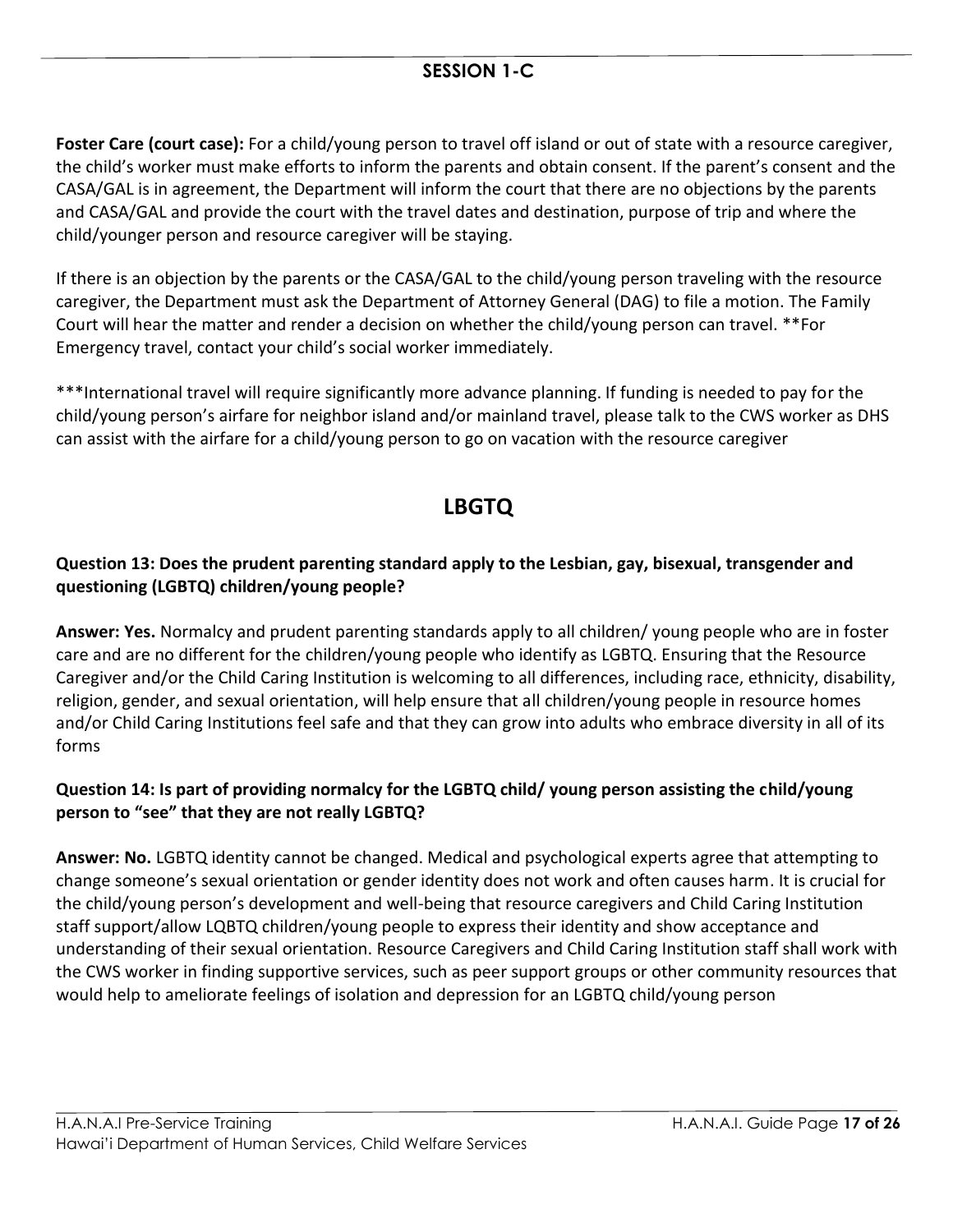## SESSION 1-C

**Foster Care (court case):** For a child/young person to travel off island or out of state with a resource caregiver, the child's worker must make efforts to inform the parents and obtain consent. If the parent's consent and the CASA/GAL is in agreement, the Department will inform the court that there are no objections by the parents and CASA/GAL and provide the court with the travel dates and destination, purpose of trip and where the child/younger person and resource caregiver will be staying.

If there is an objection by the parents or the CASA/GAL to the child/young person traveling with the resource caregiver, the Department must ask the Department of Attorney General (DAG) to file a motion. The Family Court will hear the matter and render a decision on whether the child/young person can travel. **For Emergency travel, contact your child's social worker immediately.

***International travel will require significantly more advance planning. If funding is needed to pay for the child/young person's airfare for neighbor island and/or mainland travel, please talk to the CWS worker as DHS can assist with the airfare for a child/young person to go on vacation with the resource caregiver

# LBGTQ

### Question 13: Does the prudent parenting standard apply to the Lesbian, gay, bisexual, transgender and questioning (LGBTQ) children/young people?

**Answer: Yes.** Normalcy and prudent parenting standards apply to all children/ young people who are in foster care and are no different for the children/young people who identify as LGBTQ. Ensuring that the Resource Caregiver and/or the Child Caring Institution is welcoming to all differences, including race, ethnicity, disability, religion, gender, and sexual orientation, will help ensure that all children/young people in resource homes and/or Child Caring Institutions feel safe and that they can grow into adults who embrace diversity in all of its forms

### Question 14: Is part of providing normalcy for the LGBTQ child/ young person assisting the child/young person to "see" that they are not really LGBTQ?

**Answer: No.** LGBTQ identity cannot be changed. Medical and psychological experts agree that attempting to change someone's sexual orientation or gender identity does not work and often causes harm. It is crucial for the child/young person's development and well-being that resource caregivers and Child Caring Institution staff support/allow LQBTQ children/young people to express their identity and show acceptance and understanding of their sexual orientation. Resource Caregivers and Child Caring Institution staff shall work with the CWS worker in finding supportive services, such as peer support groups or other community resources that would help to ameliorate feelings of isolation and depression for an LGBTQ child/young person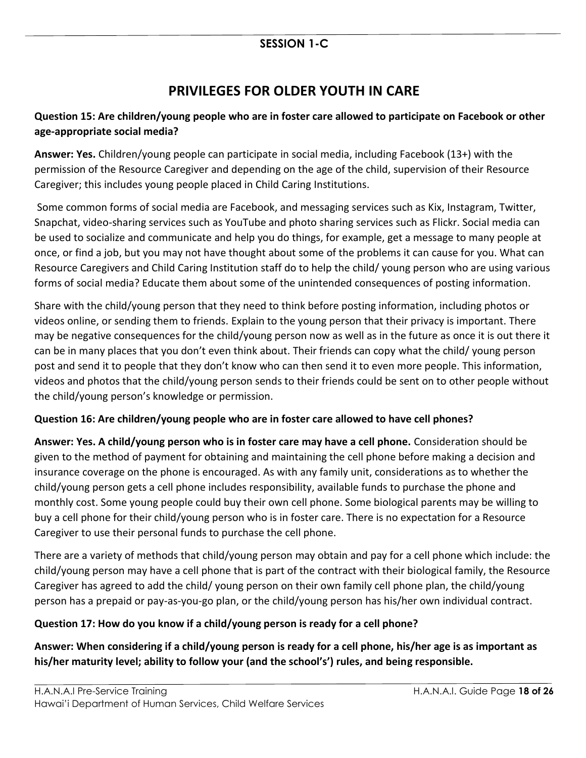## SESSION 1-C

# PRIVILEGES FOR OLDER YOUTH IN CARE

**Question 15: Are children/young people who are in foster care allowed to participate on Facebook or other age-appropriate social media?**

**Answer: Yes.** Children/young people can participate in social media, including Facebook (13+) with the permission of the Resource Caregiver and depending on the age of the child, supervision of their Resource Caregiver; this includes young people placed in Child Caring Institutions.

Some common forms of social media are Facebook, and messaging services such as Kix, Instagram, Twitter, Snapchat, video-sharing services such as YouTube and photo sharing services such as Flickr. Social media can be used to socialize and communicate and help you do things, for example, get a message to many people at once, or find a job, but you may not have thought about some of the problems it can cause for you. What can Resource Caregivers and Child Caring Institution staff do to help the child/ young person who are using various forms of social media? Educate them about some of the unintended consequences of posting information.

Share with the child/young person that they need to think before posting information, including photos or videos online, or sending them to friends. Explain to the young person that their privacy is important. There may be negative consequences for the child/young person now as well as in the future as once it is out there it can be in many places that you don't even think about. Their friends can copy what the child/ young person post and send it to people that they don't know who can then send it to even more people. This information, videos and photos that the child/young person sends to their friends could be sent on to other people without the child/young person's knowledge or permission.

**Question 16: Are children/young people who are in foster care allowed to have cell phones?**

**Answer: Yes. A child/young person who is in foster care may have a cell phone.** Consideration should be given to the method of payment for obtaining and maintaining the cell phone before making a decision and insurance coverage on the phone is encouraged. As with any family unit, considerations as to whether the child/young person gets a cell phone includes responsibility, available funds to purchase the phone and monthly cost. Some young people could buy their own cell phone. Some biological parents may be willing to buy a cell phone for their child/young person who is in foster care. There is no expectation for a Resource Caregiver to use their personal funds to purchase the cell phone.

There are a variety of methods that child/young person may obtain and pay for a cell phone which include: the child/young person may have a cell phone that is part of the contract with their biological family, the Resource Caregiver has agreed to add the child/ young person on their own family cell phone plan, the child/young person has a prepaid or pay-as-you-go plan, or the child/young person has his/her own individual contract.

**Question 17: How do you know if a child/young person is ready for a cell phone?**

**Answer: When considering if a child/young person is ready for a cell phone, his/her age is as important as his/her maturity level; ability to follow your (and the school's') rules, and being responsible.**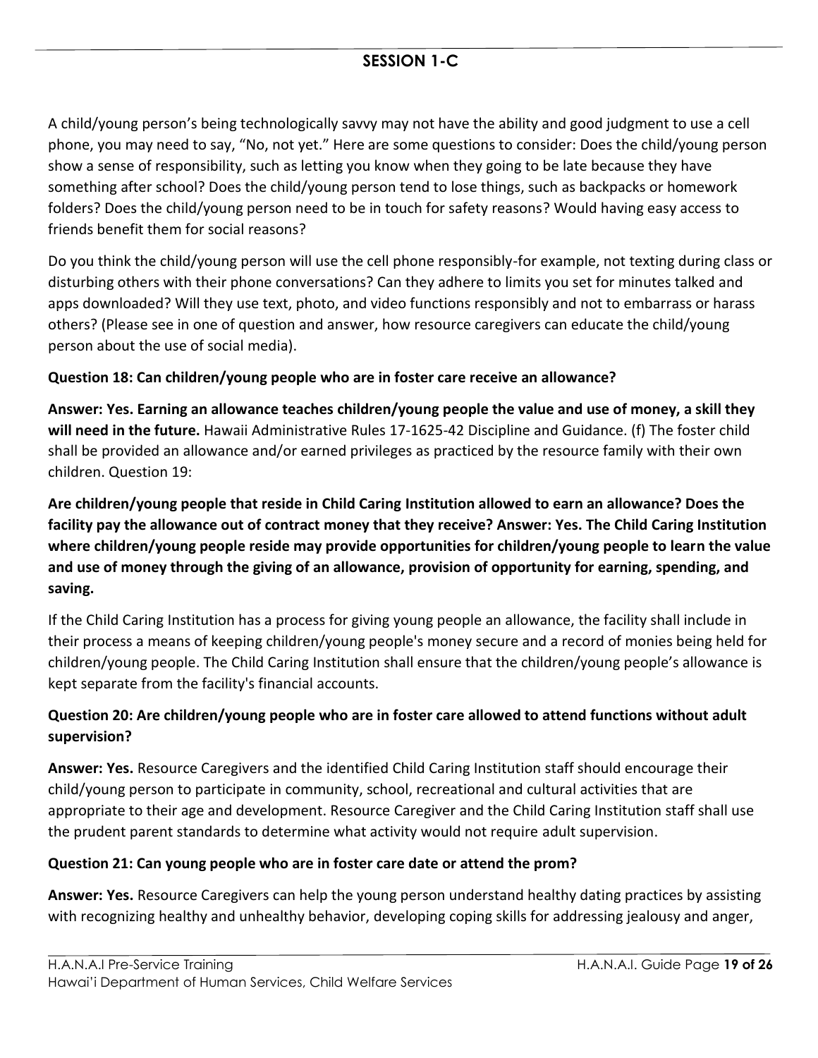## SESSION 1-C

A child/young person's being technologically savvy may not have the ability and good judgment to use a cell phone, you may need to say, "No, not yet." Here are some questions to consider: Does the child/young person show a sense of responsibility, such as letting you know when they going to be late because they have something after school? Does the child/young person tend to lose things, such as backpacks or homework folders? Does the child/young person need to be in touch for safety reasons? Would having easy access to friends benefit them for social reasons?

Do you think the child/young person will use the cell phone responsibly-for example, not texting during class or disturbing others with their phone conversations? Can they adhere to limits you set for minutes talked and apps downloaded? Will they use text, photo, and video functions responsibly and not to embarrass or harass others? (Please see in one of question and answer, how resource caregivers can educate the child/young person about the use of social media).

**Question 18: Can children/young people who are in foster care receive an allowance?**

**Answer: Yes. Earning an allowance teaches children/young people the value and use of money, a skill they will need in the future.** Hawaii Administrative Rules 17-1625-42 Discipline and Guidance. (f) The foster child shall be provided an allowance and/or earned privileges as practiced by the resource family with their own children. Question 19:

**Are children/young people that reside in Child Caring Institution allowed to earn an allowance? Does the facility pay the allowance out of contract money that they receive? Answer: Yes. The Child Caring Institution where children/young people reside may provide opportunities for children/young people to learn the value and use of money through the giving of an allowance, provision of opportunity for earning, spending, and saving.**

If the Child Caring Institution has a process for giving young people an allowance, the facility shall include in their process a means of keeping children/young people's money secure and a record of monies being held for children/young people. The Child Caring Institution shall ensure that the children/young people's allowance is kept separate from the facility's financial accounts.

**Question 20: Are children/young people who are in foster care allowed to attend functions without adult supervision?**

**Answer: Yes.** Resource Caregivers and the identified Child Caring Institution staff should encourage their child/young person to participate in community, school, recreational and cultural activities that are appropriate to their age and development. Resource Caregiver and the Child Caring Institution staff shall use the prudent parent standards to determine what activity would not require adult supervision.

**Question 21: Can young people who are in foster care date or attend the prom?**

**Answer: Yes.** Resource Caregivers can help the young person understand healthy dating practices by assisting with recognizing healthy and unhealthy behavior, developing coping skills for addressing jealousy and anger,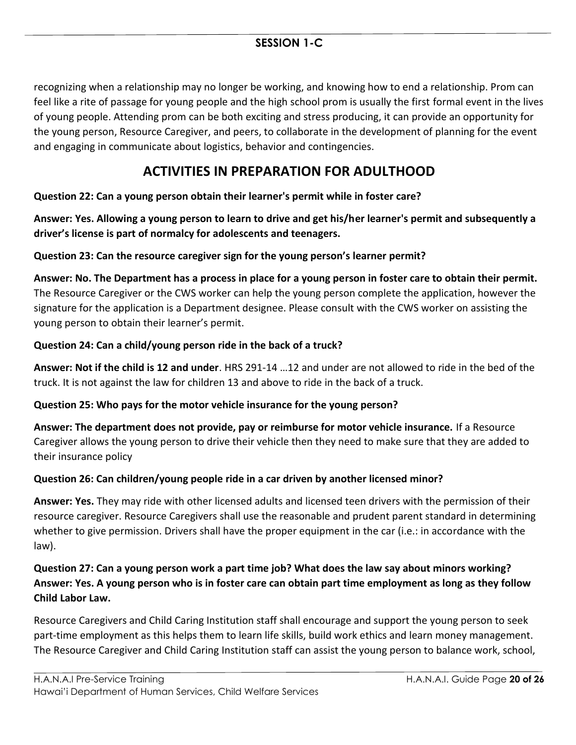recognizing when a relationship may no longer be working, and knowing how to end a relationship. Prom can feel like a rite of passage for young people and the high school prom is usually the first formal event in the lives of young people. Attending prom can be both exciting and stress producing, it can provide an opportunity for the young person, Resource Caregiver, and peers, to collaborate in the development of planning for the event and engaging in communicate about logistics, behavior and contingencies.

## ACTIVITIES IN PREPARATION FOR ADULTHOOD

**Question 22: Can a young person obtain their learner's permit while in foster care?**

**Answer: Yes. Allowing a young person to learn to drive and get his/her learner's permit and subsequently a driver's license is part of normalcy for adolescents and teenagers.**

**Question 23: Can the resource caregiver sign for the young person's learner permit?**

**Answer: No. The Department has a process in place for a young person in foster care to obtain their permit.** The Resource Caregiver or the CWS worker can help the young person complete the application, however the signature for the application is a Department designee. Please consult with the CWS worker on assisting the young person to obtain their learner's permit.

**Question 24: Can a child/young person ride in the back of a truck?**

**Answer: Not if the child is 12 and under**. HRS 291-14 …12 and under are not allowed to ride in the bed of the truck. It is not against the law for children 13 and above to ride in the back of a truck.

**Question 25: Who pays for the motor vehicle insurance for the young person?**

**Answer: The department does not provide, pay or reimburse for motor vehicle insurance.** If a Resource Caregiver allows the young person to drive their vehicle then they need to make sure that they are added to their insurance policy

**Question 26: Can children/young people ride in a car driven by another licensed minor?**

**Answer: Yes.** They may ride with other licensed adults and licensed teen drivers with the permission of their resource caregiver. Resource Caregivers shall use the reasonable and prudent parent standard in determining whether to give permission. Drivers shall have the proper equipment in the car (i.e.: in accordance with the law).

**Question 27: Can a young person work a part time job? What does the law say about minors working?**
**Answer: Yes. A young person who is in foster care can obtain part time employment as long as they follow Child Labor Law.**

Resource Caregivers and Child Caring Institution staff shall encourage and support the young person to seek part-time employment as this helps them to learn life skills, build work ethics and learn money management. The Resource Caregiver and Child Caring Institution staff can assist the young person to balance work, school,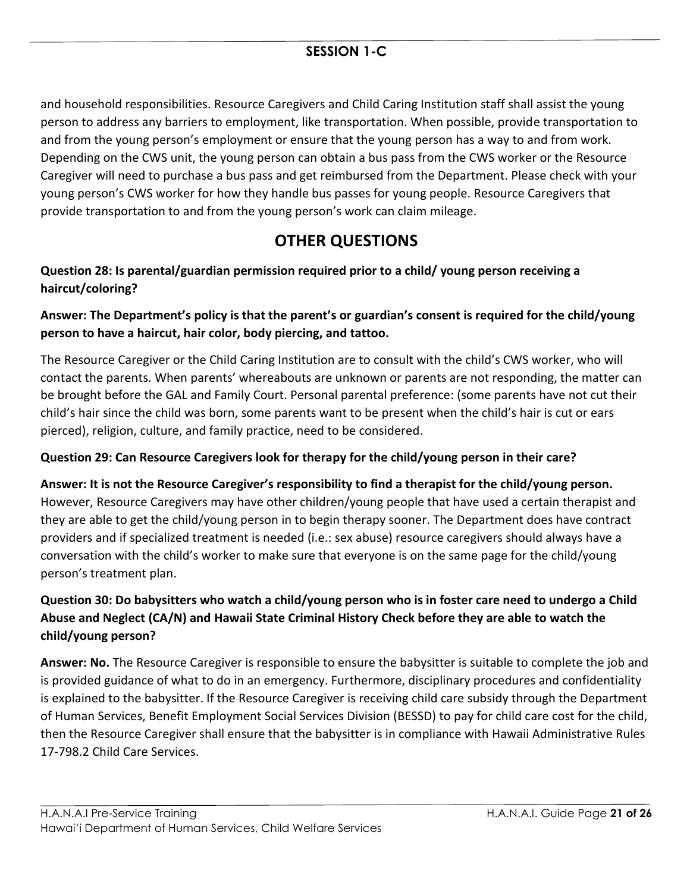and household responsibilities. Resource Caregivers and Child Caring Institution staff shall assist the young person to address any barriers to employment, like transportation. When possible, provide transportation to and from the young person's employment or ensure that the young person has a way to and from work. Depending on the CWS unit, the young person can obtain a bus pass from the CWS worker or the Resource Caregiver will need to purchase a bus pass and get reimbursed from the Department. Please check with your young person's CWS worker for how they handle bus passes for young people. Resource Caregivers that provide transportation to and from the young person's work can claim mileage.

# OTHER QUESTIONS

**Question 28: Is parental/guardian permission required prior to a child/ young person receiving a haircut/coloring?**

**Answer: The Department's policy is that the parent's or guardian's consent is required for the child/young person to have a haircut, hair color, body piercing, and tattoo.**

The Resource Caregiver or the Child Caring Institution are to consult with the child's CWS worker, who will contact the parents. When parents' whereabouts are unknown or parents are not responding, the matter can be brought before the GAL and Family Court. Personal parental preference: (some parents have not cut their child's hair since the child was born, some parents want to be present when the child's hair is cut or ears pierced), religion, culture, and family practice, need to be considered.

**Question 29: Can Resource Caregivers look for therapy for the child/young person in their care?**

**Answer: It is not the Resource Caregiver's responsibility to find a therapist for the child/young person.** However, Resource Caregivers may have other children/young people that have used a certain therapist and they are able to get the child/young person in to begin therapy sooner. The Department does have contract providers and if specialized treatment is needed (i.e.: sex abuse) resource caregivers should always have a conversation with the child's worker to make sure that everyone is on the same page for the child/young person's treatment plan.

**Question 30: Do babysitters who watch a child/young person who is in foster care need to undergo a Child Abuse and Neglect (CA/N) and Hawaii State Criminal History Check before they are able to watch the child/young person?**

**Answer: No.** The Resource Caregiver is responsible to ensure the babysitter is suitable to complete the job and is provided guidance of what to do in an emergency. Furthermore, disciplinary procedures and confidentiality is explained to the babysitter. If the Resource Caregiver is receiving child care subsidy through the Department of Human Services, Benefit Employment Social Services Division (BESSD) to pay for child care cost for the child, then the Resource Caregiver shall ensure that the babysitter is in compliance with Hawaii Administrative Rules 17-798.2 Child Care Services.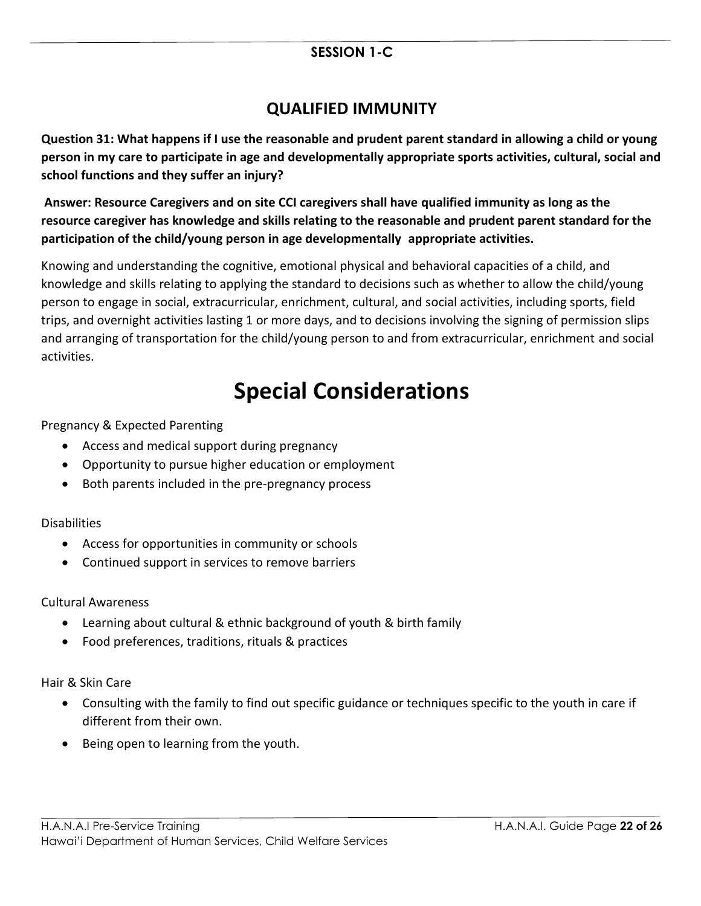**SESSION 1-C**

## QUALIFIED IMMUNITY

**Question 31: What happens if I use the reasonable and prudent parent standard in allowing a child or young person in my care to participate in age and developmentally appropriate sports activities, cultural, social and school functions and they suffer an injury?**

**Answer: Resource Caregivers and on site CCI caregivers shall have qualified immunity as long as the resource caregiver has knowledge and skills relating to the reasonable and prudent parent standard for the participation of the child/young person in age developmentally appropriate activities.**

Knowing and understanding the cognitive, emotional physical and behavioral capacities of a child, and knowledge and skills relating to applying the standard to decisions such as whether to allow the child/young person to engage in social, extracurricular, enrichment, cultural, and social activities, including sports, field trips, and overnight activities lasting 1 or more days, and to decisions involving the signing of permission slips and arranging of transportation for the child/young person to and from extracurricular, enrichment and social activities.

# Special Considerations

Pregnancy & Expected Parenting

- Access and medical support during pregnancy
- Opportunity to pursue higher education or employment
- Both parents included in the pre-pregnancy process

Disabilities

- Access for opportunities in community or schools
- Continued support in services to remove barriers

Cultural Awareness

- Learning about cultural & ethnic background of youth & birth family
- Food preferences, traditions, rituals & practices

Hair & Skin Care

- Consulting with the family to find out specific guidance or techniques specific to the youth in care if different from their own.
- Being open to learning from the youth.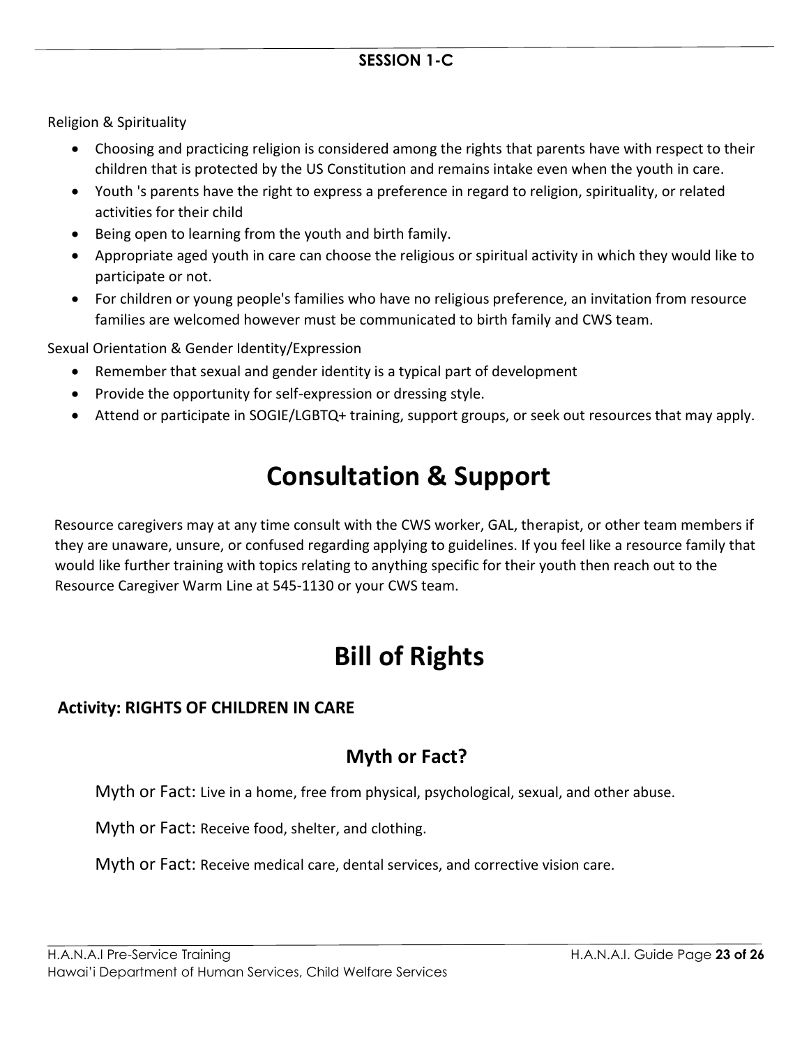Religion & Spirituality

- Choosing and practicing religion is considered among the rights that parents have with respect to their children that is protected by the US Constitution and remains intake even when the youth in care.
- Youth 's parents have the right to express a preference in regard to religion, spirituality, or related activities for their child
- Being open to learning from the youth and birth family.
- Appropriate aged youth in care can choose the religious or spiritual activity in which they would like to participate or not.
- For children or young people's families who have no religious preference, an invitation from resource families are welcomed however must be communicated to birth family and CWS team.

Sexual Orientation & Gender Identity/Expression

- Remember that sexual and gender identity is a typical part of development
- Provide the opportunity for self-expression or dressing style.
- Attend or participate in SOGIE/LGBTQ+ training, support groups, or seek out resources that may apply.

# Consultation & Support

Resource caregivers may at any time consult with the CWS worker, GAL, therapist, or other team members if they are unaware, unsure, or confused regarding applying to guidelines. If you feel like a resource family that would like further training with topics relating to anything specific for their youth then reach out to the Resource Caregiver Warm Line at 545-1130 or your CWS team.

# Bill of Rights

**Activity: RIGHTS OF CHILDREN IN CARE**

## Myth or Fact?

Myth or Fact: Live in a home, free from physical, psychological, sexual, and other abuse.

Myth or Fact: Receive food, shelter, and clothing.

Myth or Fact: Receive medical care, dental services, and corrective vision care.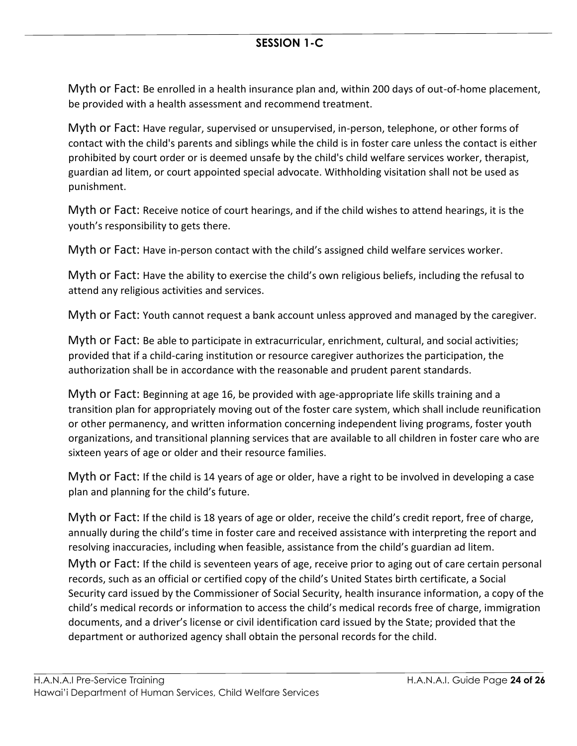## SESSION 1-C

Myth or Fact: Be enrolled in a health insurance plan and, within 200 days of out-of-home placement, be provided with a health assessment and recommend treatment.

Myth or Fact: Have regular, supervised or unsupervised, in-person, telephone, or other forms of contact with the child's parents and siblings while the child is in foster care unless the contact is either prohibited by court order or is deemed unsafe by the child's child welfare services worker, therapist, guardian ad litem, or court appointed special advocate. Withholding visitation shall not be used as punishment.

Myth or Fact: Receive notice of court hearings, and if the child wishes to attend hearings, it is the youth's responsibility to gets there.

Myth or Fact: Have in-person contact with the child's assigned child welfare services worker.

Myth or Fact: Have the ability to exercise the child's own religious beliefs, including the refusal to attend any religious activities and services.

Myth or Fact: Youth cannot request a bank account unless approved and managed by the caregiver.

Myth or Fact: Be able to participate in extracurricular, enrichment, cultural, and social activities; provided that if a child-caring institution or resource caregiver authorizes the participation, the authorization shall be in accordance with the reasonable and prudent parent standards.

Myth or Fact: Beginning at age 16, be provided with age-appropriate life skills training and a transition plan for appropriately moving out of the foster care system, which shall include reunification or other permanency, and written information concerning independent living programs, foster youth organizations, and transitional planning services that are available to all children in foster care who are sixteen years of age or older and their resource families.

Myth or Fact: If the child is 14 years of age or older, have a right to be involved in developing a case plan and planning for the child's future.

Myth or Fact: If the child is 18 years of age or older, receive the child's credit report, free of charge, annually during the child's time in foster care and received assistance with interpreting the report and resolving inaccuracies, including when feasible, assistance from the child's guardian ad litem.

Myth or Fact: If the child is seventeen years of age, receive prior to aging out of care certain personal records, such as an official or certified copy of the child's United States birth certificate, a Social Security card issued by the Commissioner of Social Security, health insurance information, a copy of the child's medical records or information to access the child's medical records free of charge, immigration documents, and a driver's license or civil identification card issued by the State; provided that the department or authorized agency shall obtain the personal records for the child.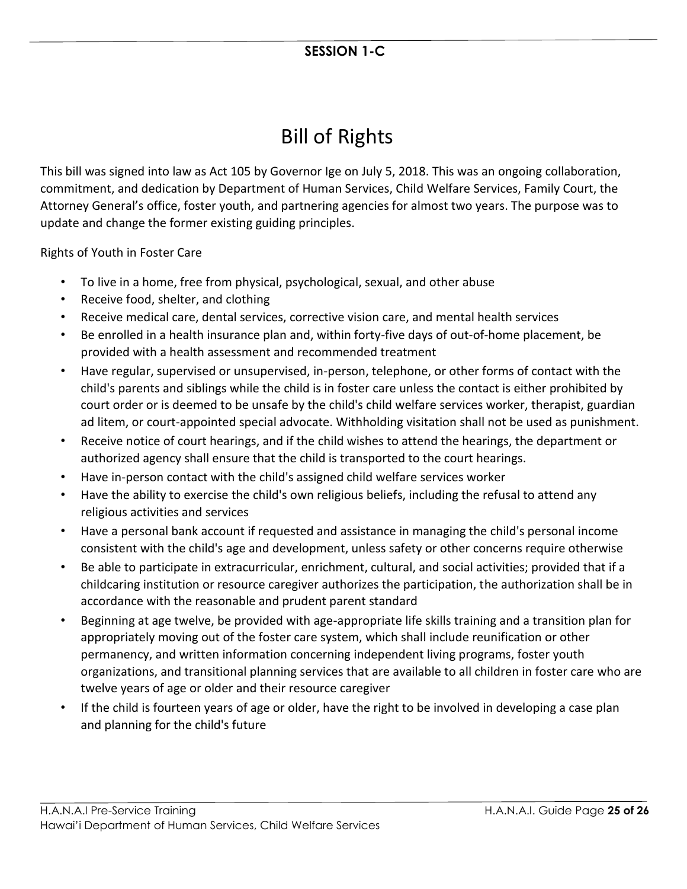**SESSION 1-C**

# Bill of Rights

This bill was signed into law as Act 105 by Governor Ige on July 5, 2018. This was an ongoing collaboration, commitment, and dedication by Department of Human Services, Child Welfare Services, Family Court, the Attorney General's office, foster youth, and partnering agencies for almost two years. The purpose was to update and change the former existing guiding principles.

Rights of Youth in Foster Care

- To live in a home, free from physical, psychological, sexual, and other abuse
- Receive food, shelter, and clothing
- Receive medical care, dental services, corrective vision care, and mental health services
- Be enrolled in a health insurance plan and, within forty-five days of out-of-home placement, be provided with a health assessment and recommended treatment
- Have regular, supervised or unsupervised, in-person, telephone, or other forms of contact with the child's parents and siblings while the child is in foster care unless the contact is either prohibited by court order or is deemed to be unsafe by the child's child welfare services worker, therapist, guardian ad litem, or court-appointed special advocate. Withholding visitation shall not be used as punishment.
- Receive notice of court hearings, and if the child wishes to attend the hearings, the department or authorized agency shall ensure that the child is transported to the court hearings.
- Have in-person contact with the child's assigned child welfare services worker
- Have the ability to exercise the child's own religious beliefs, including the refusal to attend any religious activities and services
- Have a personal bank account if requested and assistance in managing the child's personal income consistent with the child's age and development, unless safety or other concerns require otherwise
- Be able to participate in extracurricular, enrichment, cultural, and social activities; provided that if a childcaring institution or resource caregiver authorizes the participation, the authorization shall be in accordance with the reasonable and prudent parent standard
- Beginning at age twelve, be provided with age-appropriate life skills training and a transition plan for appropriately moving out of the foster care system, which shall include reunification or other permanency, and written information concerning independent living programs, foster youth organizations, and transitional planning services that are available to all children in foster care who are twelve years of age or older and their resource caregiver
- If the child is fourteen years of age or older, have the right to be involved in developing a case plan and planning for the child's future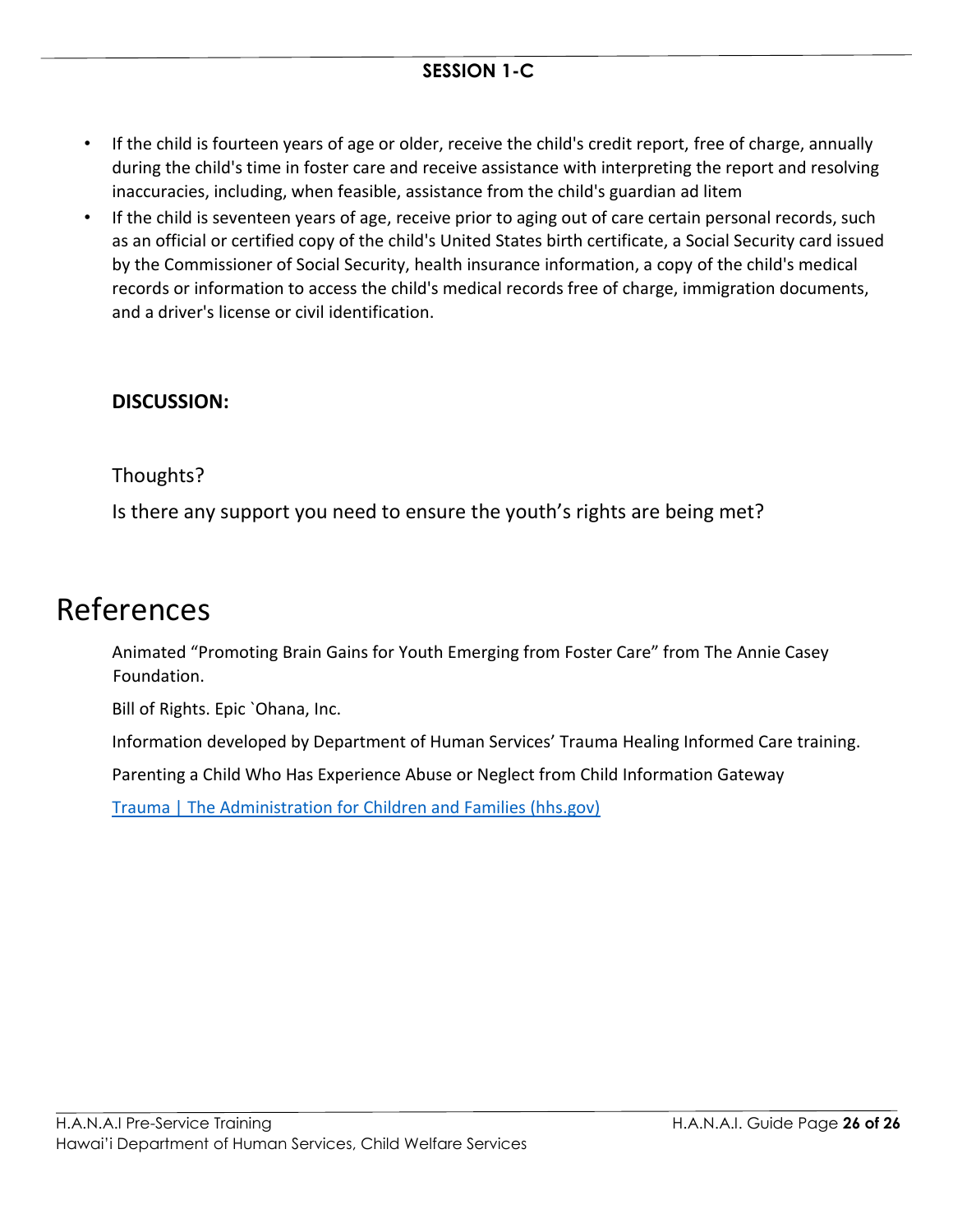- If the child is fourteen years of age or older, receive the child's credit report, free of charge, annually during the child's time in foster care and receive assistance with interpreting the report and resolving inaccuracies, including, when feasible, assistance from the child's guardian ad litem
- If the child is seventeen years of age, receive prior to aging out of care certain personal records, such as an official or certified copy of the child's United States birth certificate, a Social Security card issued by the Commissioner of Social Security, health insurance information, a copy of the child's medical records or information to access the child's medical records free of charge, immigration documents, and a driver's license or civil identification.

**DISCUSSION:**

Thoughts?

Is there any support you need to ensure the youth's rights are being met?

# References

Animated "Promoting Brain Gains for Youth Emerging from Foster Care" from The Annie Casey Foundation.

Bill of Rights. Epic `Ohana, Inc.

Information developed by Department of Human Services' Trauma Healing Informed Care training.

Parenting a Child Who Has Experience Abuse or Neglect from Child Information Gateway

[Trauma | The Administration for Children and Families (hhs.gov)]